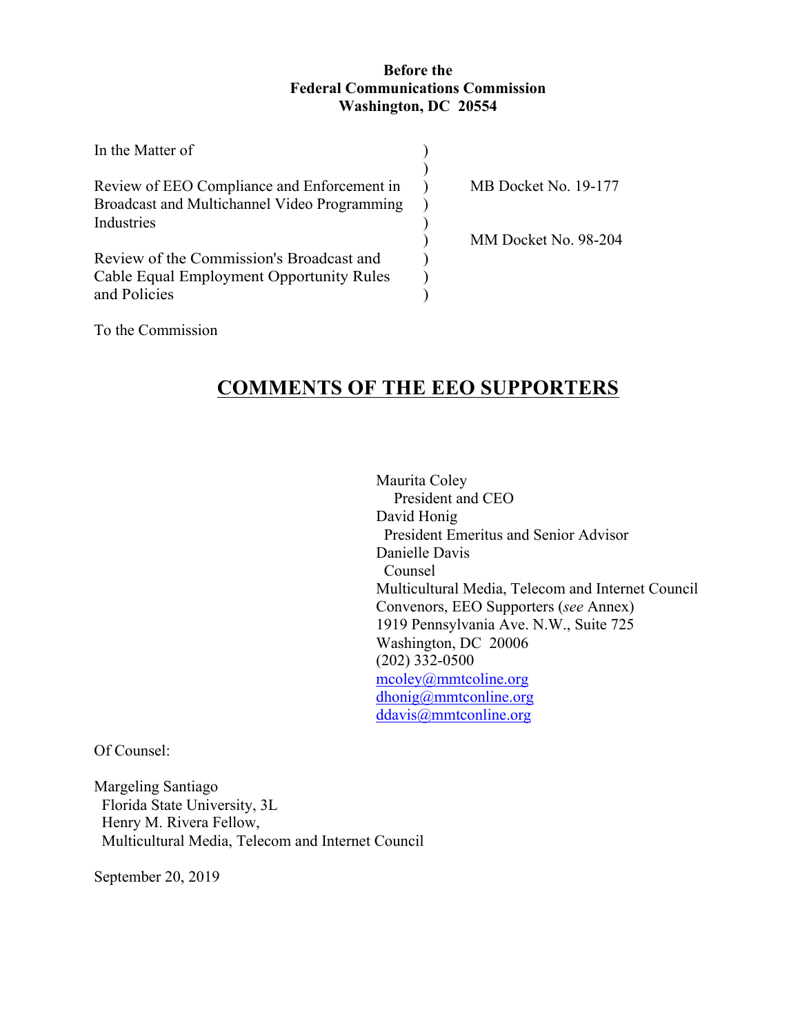**Before the**
**Federal Communications Commission**
**Washington, DC 20554**

| | | |
|---|---|---|
| In the Matter of | ) | |
| | ) | |
| Review of EEO Compliance and Enforcement in Broadcast and Multichannel Video Programming Industries | ) | MB Docket No. 19-177 |
| | ) | |
| Review of the Commission's Broadcast and Cable Equal Employment Opportunity Rules and Policies | ) | MM Docket No. 98-204 |

To the Commission

# COMMENTS OF THE EEO SUPPORTERS

Maurita Coley
President and CEO
David Honig
President Emeritus and Senior Advisor
Danielle Davis
Counsel
Multicultural Media, Telecom and Internet Council
Convenors, EEO Supporters (*see* Annex)
1919 Pennsylvania Ave. N.W., Suite 725
Washington, DC 20006
(202) 332-0500
mcoley@mmtcoline.org
dhonig@mmtconline.org
ddavis@mmtconline.org

Of Counsel:

Margeling Santiago
Florida State University, 3L
Henry M. Rivera Fellow,
Multicultural Media, Telecom and Internet Council

September 20, 2019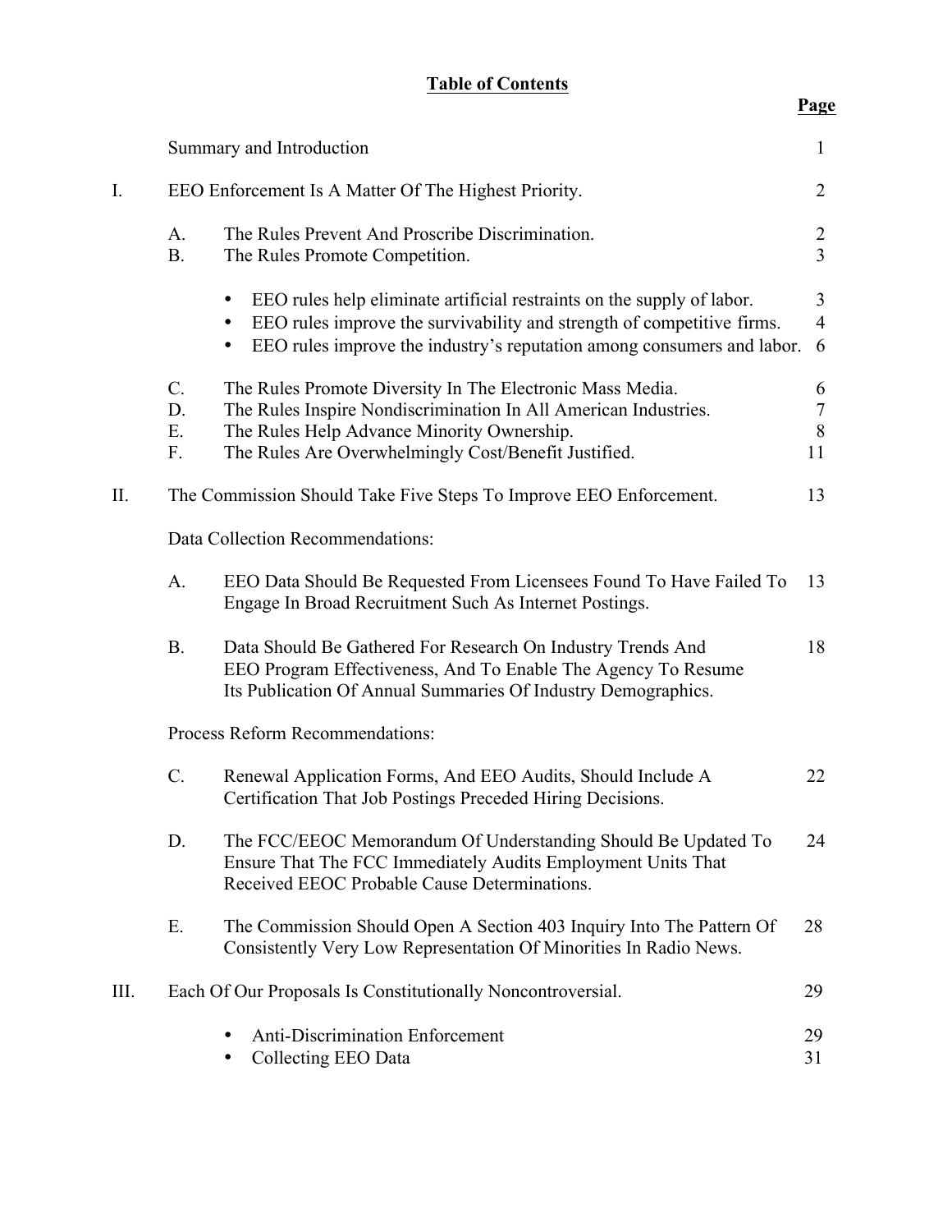# Table of Contents

| | | | Page |
|---|---|---|---|
| | Summary and Introduction | | 1 |
| I. | EEO Enforcement Is A Matter Of The Highest Priority. | | 2 |
| | A. | The Rules Prevent And Proscribe Discrimination. | 2 |
| | B. | The Rules Promote Competition. | 3 |
| | | • EEO rules help eliminate artificial restraints on the supply of labor. | 3 |
| | | • EEO rules improve the survivability and strength of competitive firms. | 4 |
| | | • EEO rules improve the industry's reputation among consumers and labor. | 6 |
| | C. | The Rules Promote Diversity In The Electronic Mass Media. | 6 |
| | D. | The Rules Inspire Nondiscrimination In All American Industries. | 7 |
| | E. | The Rules Help Advance Minority Ownership. | 8 |
| | F. | The Rules Are Overwhelmingly Cost/Benefit Justified. | 11 |
| II. | The Commission Should Take Five Steps To Improve EEO Enforcement. | | 13 |
| | Data Collection Recommendations: | | |
| | A. | EEO Data Should Be Requested From Licensees Found To Have Failed To Engage In Broad Recruitment Such As Internet Postings. | 13 |
| | B. | Data Should Be Gathered For Research On Industry Trends And EEO Program Effectiveness, And To Enable The Agency To Resume Its Publication Of Annual Summaries Of Industry Demographics. | 18 |
| | Process Reform Recommendations: | | |
| | C. | Renewal Application Forms, And EEO Audits, Should Include A Certification That Job Postings Preceded Hiring Decisions. | 22 |
| | D. | The FCC/EEOC Memorandum Of Understanding Should Be Updated To Ensure That The FCC Immediately Audits Employment Units That Received EEOC Probable Cause Determinations. | 24 |
| | E. | The Commission Should Open A Section 403 Inquiry Into The Pattern Of Consistently Very Low Representation Of Minorities In Radio News. | 28 |
| III. | Each Of Our Proposals Is Constitutionally Noncontroversial. | | 29 |
| | | • Anti-Discrimination Enforcement | 29 |
| | | • Collecting EEO Data | 31 |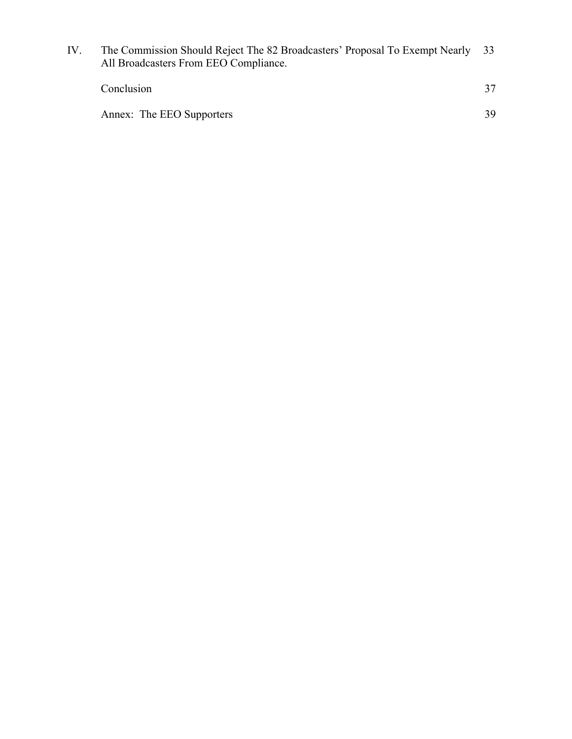| | | |
|---|---|---|
| IV. | The Commission Should Reject The 82 Broadcasters' Proposal To Exempt Nearly All Broadcasters From EEO Compliance. | 33 |
| | Conclusion | 37 |
| | Annex: The EEO Supporters | 39 |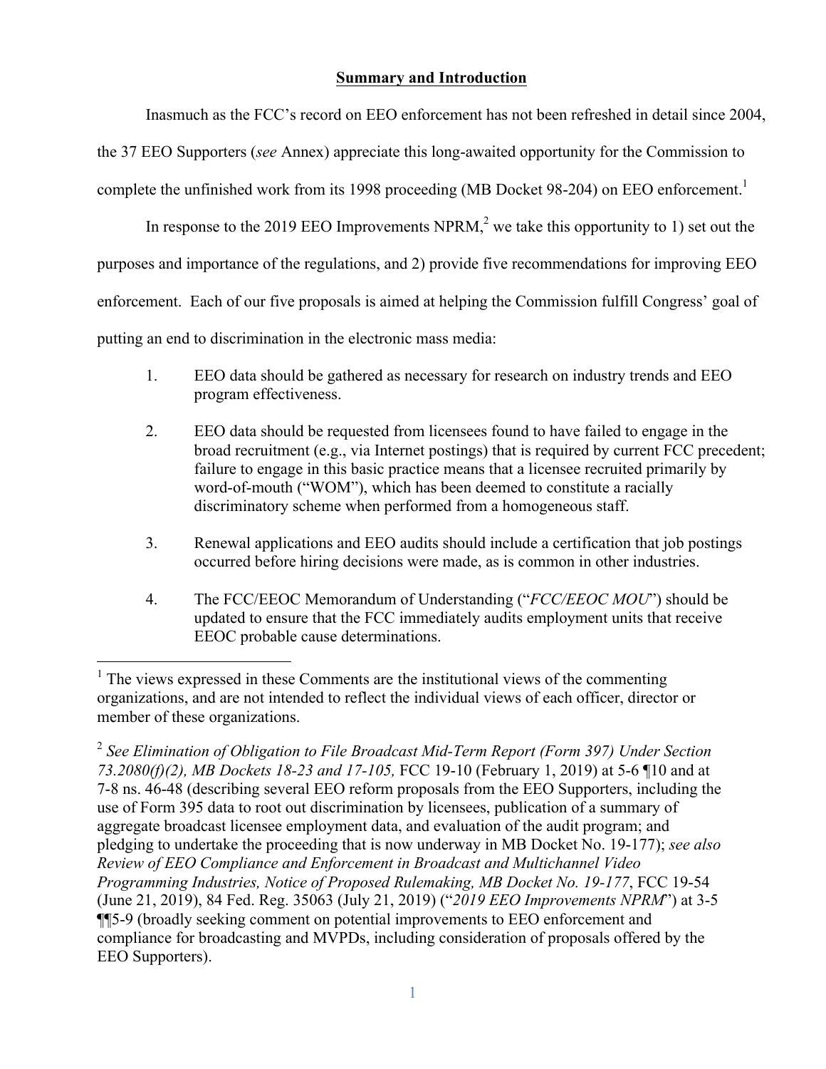## Summary and Introduction

Inasmuch as the FCC's record on EEO enforcement has not been refreshed in detail since 2004, the 37 EEO Supporters (*see* Annex) appreciate this long-awaited opportunity for the Commission to complete the unfinished work from its 1998 proceeding (MB Docket 98-204) on EEO enforcement.[1]

In response to the 2019 EEO Improvements NPRM,[2] we take this opportunity to 1) set out the purposes and importance of the regulations, and 2) provide five recommendations for improving EEO enforcement. Each of our five proposals is aimed at helping the Commission fulfill Congress' goal of putting an end to discrimination in the electronic mass media:

1. EEO data should be gathered as necessary for research on industry trends and EEO program effectiveness.
2. EEO data should be requested from licensees found to have failed to engage in the broad recruitment (e.g., via Internet postings) that is required by current FCC precedent; failure to engage in this basic practice means that a licensee recruited primarily by word-of-mouth ("WOM"), which has been deemed to constitute a racially discriminatory scheme when performed from a homogeneous staff.
3. Renewal applications and EEO audits should include a certification that job postings occurred before hiring decisions were made, as is common in other industries.
4. The FCC/EEOC Memorandum of Understanding ("*FCC/EEOC MOU*") should be updated to ensure that the FCC immediately audits employment units that receive EEOC probable cause determinations.

[1] The views expressed in these Comments are the institutional views of the commenting organizations, and are not intended to reflect the individual views of each officer, director or member of these organizations.

[2] *See Elimination of Obligation to File Broadcast Mid-Term Report (Form 397) Under Section 73.2080(f)(2), MB Dockets 18-23 and 17-105,* FCC 19-10 (February 1, 2019) at 5-6 ¶10 and at 7-8 ns. 46-48 (describing several EEO reform proposals from the EEO Supporters, including the use of Form 395 data to root out discrimination by licensees, publication of a summary of aggregate broadcast licensee employment data, and evaluation of the audit program; and pledging to undertake the proceeding that is now underway in MB Docket No. 19-177); *see also Review of EEO Compliance and Enforcement in Broadcast and Multichannel Video Programming Industries, Notice of Proposed Rulemaking, MB Docket No. 19-177*, FCC 19-54 (June 21, 2019), 84 Fed. Reg. 35063 (July 21, 2019) ("*2019 EEO Improvements NPRM*") at 3-5 ¶¶5-9 (broadly seeking comment on potential improvements to EEO enforcement and compliance for broadcasting and MVPDs, including consideration of proposals offered by the EEO Supporters).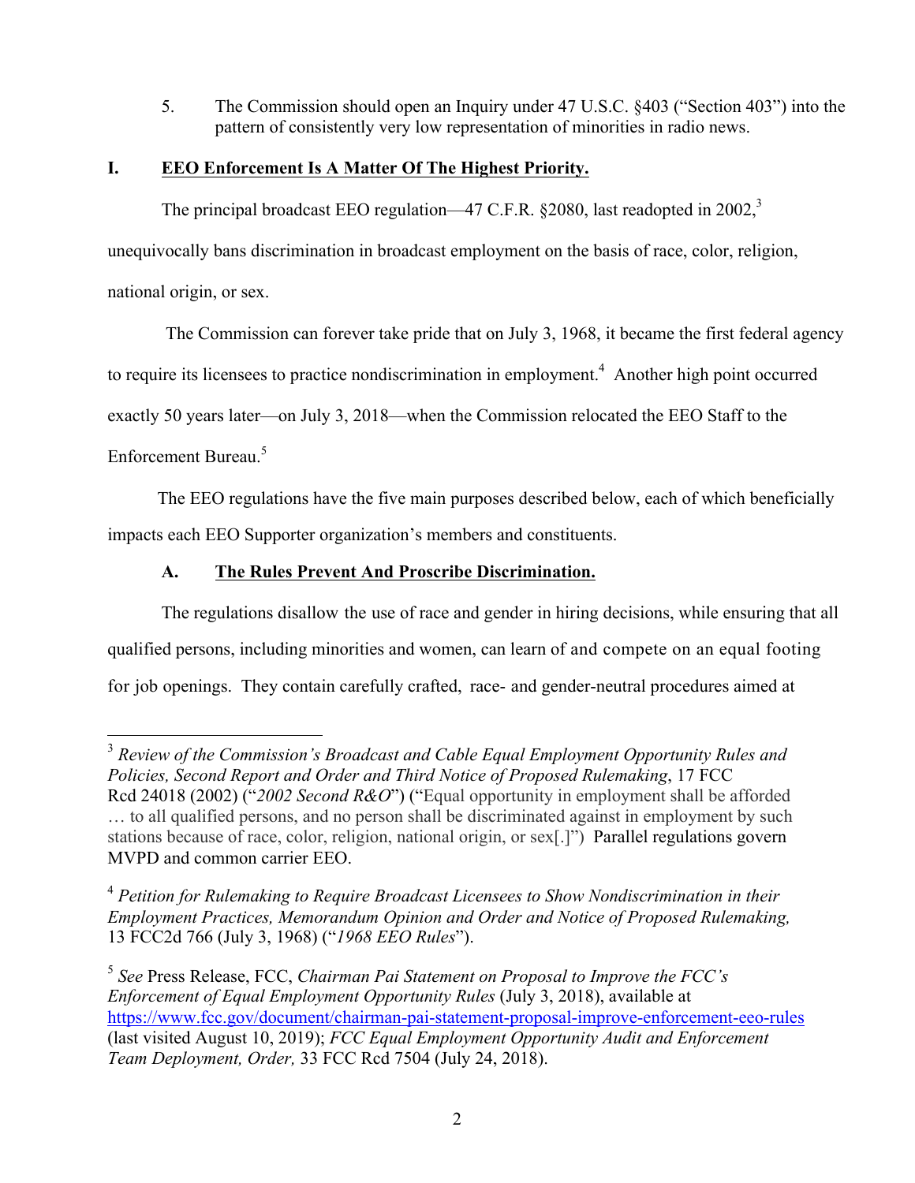5. The Commission should open an Inquiry under 47 U.S.C. §403 ("Section 403") into the pattern of consistently very low representation of minorities in radio news.

## I. EEO Enforcement Is A Matter Of The Highest Priority.

The principal broadcast EEO regulation—47 C.F.R. §2080, last readopted in 2002,[3] unequivocally bans discrimination in broadcast employment on the basis of race, color, religion, national origin, or sex.

The Commission can forever take pride that on July 3, 1968, it became the first federal agency to require its licensees to practice nondiscrimination in employment.[4] Another high point occurred exactly 50 years later—on July 3, 2018—when the Commission relocated the EEO Staff to the Enforcement Bureau.[5]

The EEO regulations have the five main purposes described below, each of which beneficially impacts each EEO Supporter organization's members and constituents.

### A. The Rules Prevent And Proscribe Discrimination.

The regulations disallow the use of race and gender in hiring decisions, while ensuring that all qualified persons, including minorities and women, can learn of and compete on an equal footing for job openings. They contain carefully crafted, race- and gender-neutral procedures aimed at

---

[3] *Review of the Commission's Broadcast and Cable Equal Employment Opportunity Rules and Policies, Second Report and Order and Third Notice of Proposed Rulemaking*, 17 FCC Rcd 24018 (2002) ("*2002 Second R&O*") ("Equal opportunity in employment shall be afforded … to all qualified persons, and no person shall be discriminated against in employment by such stations because of race, color, religion, national origin, or sex[.]") Parallel regulations govern MVPD and common carrier EEO.

[4] *Petition for Rulemaking to Require Broadcast Licensees to Show Nondiscrimination in their Employment Practices, Memorandum Opinion and Order and Notice of Proposed Rulemaking,* 13 FCC2d 766 (July 3, 1968) ("*1968 EEO Rules*").

[5] *See* Press Release, FCC, *Chairman Pai Statement on Proposal to Improve the FCC's Enforcement of Equal Employment Opportunity Rules* (July 3, 2018), available at https://www.fcc.gov/document/chairman-pai-statement-proposal-improve-enforcement-eeo-rules (last visited August 10, 2019); *FCC Equal Employment Opportunity Audit and Enforcement Team Deployment, Order,* 33 FCC Rcd 7504 (July 24, 2018).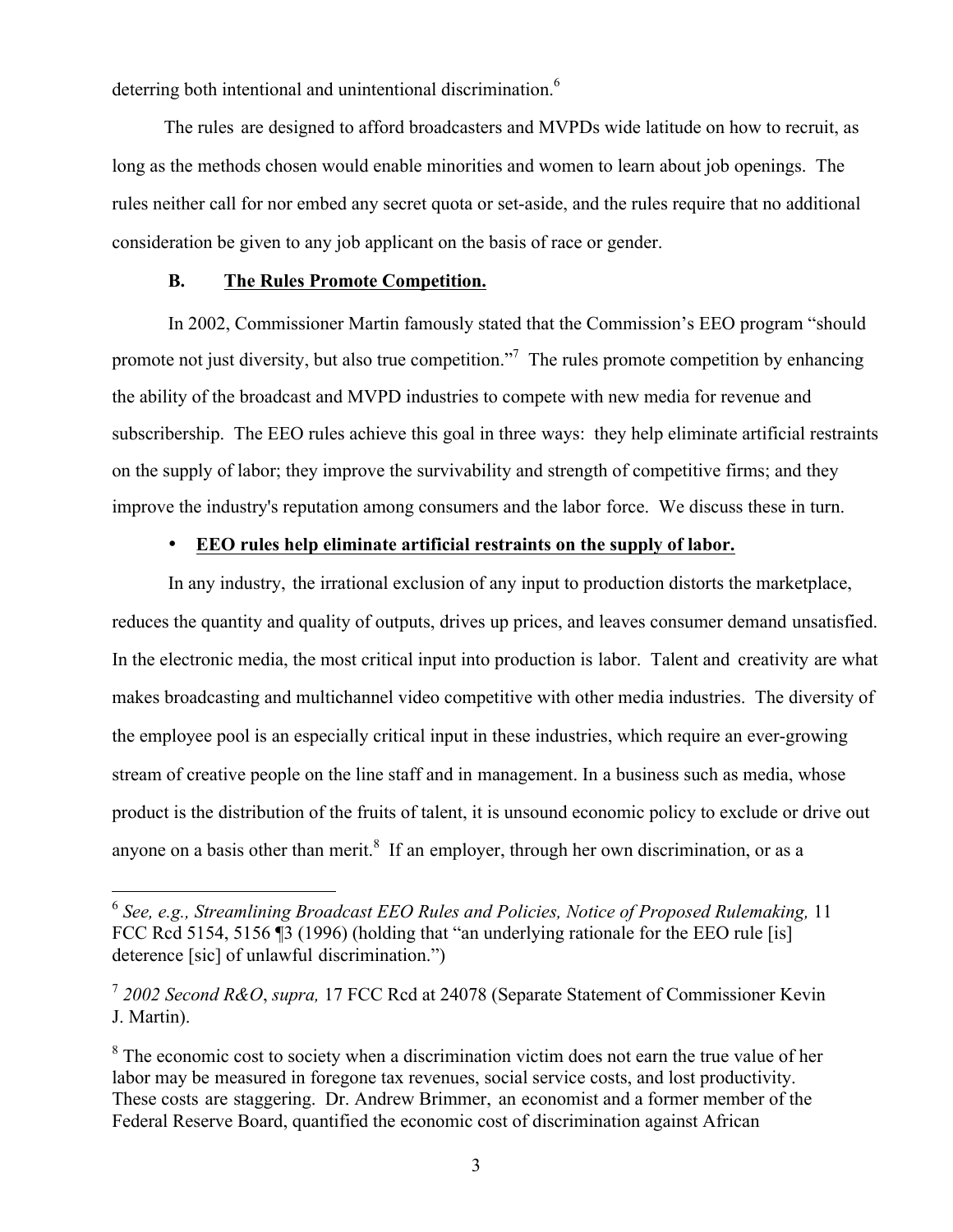deterring both intentional and unintentional discrimination.[6]

The rules are designed to afford broadcasters and MVPDs wide latitude on how to recruit, as long as the methods chosen would enable minorities and women to learn about job openings. The rules neither call for nor embed any secret quota or set-aside, and the rules require that no additional consideration be given to any job applicant on the basis of race or gender.

### B. <u>The Rules Promote Competition.</u>

In 2002, Commissioner Martin famously stated that the Commission's EEO program "should promote not just diversity, but also true competition."[7] The rules promote competition by enhancing the ability of the broadcast and MVPD industries to compete with new media for revenue and subscribership. The EEO rules achieve this goal in three ways: they help eliminate artificial restraints on the supply of labor; they improve the survivability and strength of competitive firms; and they improve the industry's reputation among consumers and the labor force. We discuss these in turn.

- **<u>EEO rules help eliminate artificial restraints on the supply of labor.</u>**

In any industry, the irrational exclusion of any input to production distorts the marketplace, reduces the quantity and quality of outputs, drives up prices, and leaves consumer demand unsatisfied. In the electronic media, the most critical input into production is labor. Talent and creativity are what makes broadcasting and multichannel video competitive with other media industries. The diversity of the employee pool is an especially critical input in these industries, which require an ever-growing stream of creative people on the line staff and in management. In a business such as media, whose product is the distribution of the fruits of talent, it is unsound economic policy to exclude or drive out anyone on a basis other than merit.[8] If an employer, through her own discrimination, or as a

---

[6] *See, e.g., Streamlining Broadcast EEO Rules and Policies, Notice of Proposed Rulemaking,* 11 FCC Rcd 5154, 5156 ¶3 (1996) (holding that "an underlying rationale for the EEO rule [is] deterence [sic] of unlawful discrimination.")

[7] *2002 Second R&O*, *supra,* 17 FCC Rcd at 24078 (Separate Statement of Commissioner Kevin J. Martin).

[8] The economic cost to society when a discrimination victim does not earn the true value of her labor may be measured in foregone tax revenues, social service costs, and lost productivity. These costs are staggering. Dr. Andrew Brimmer, an economist and a former member of the Federal Reserve Board, quantified the economic cost of discrimination against African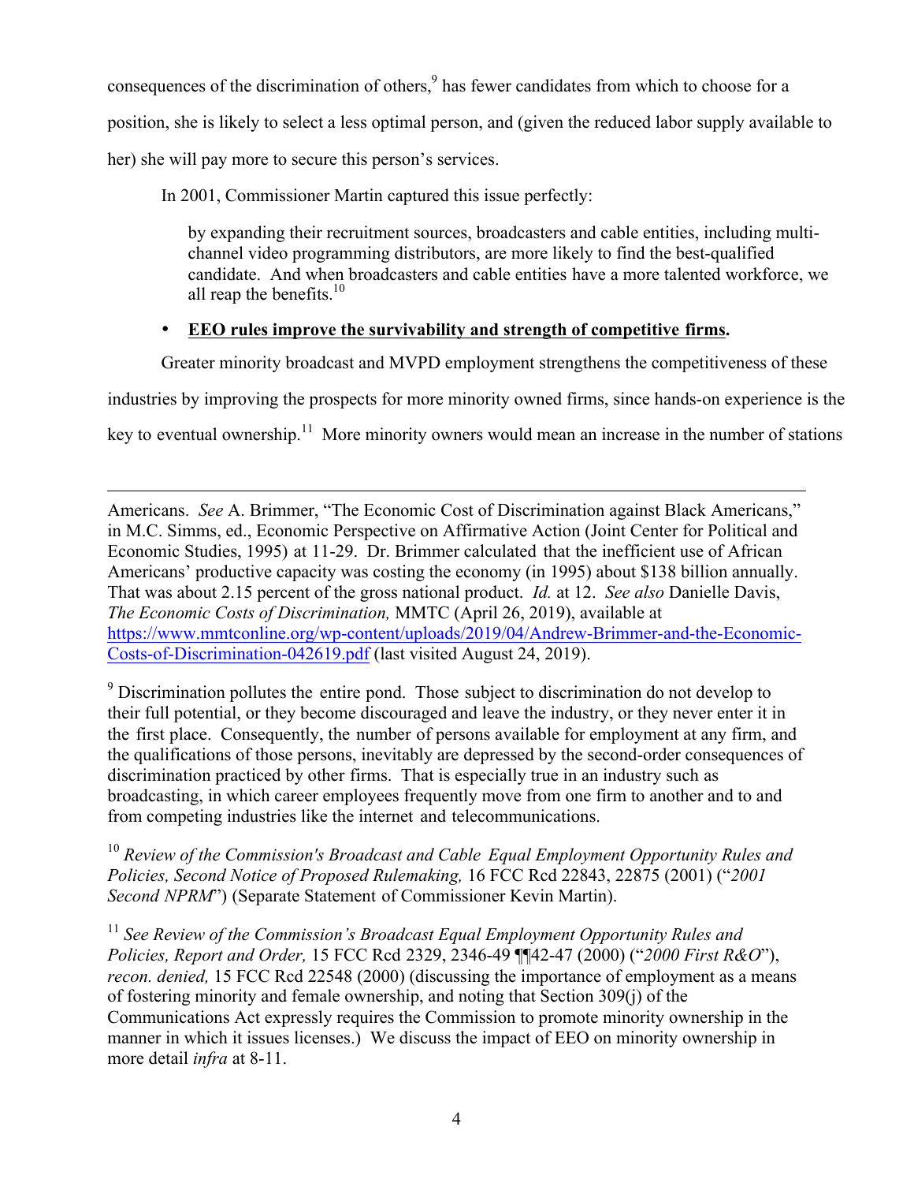consequences of the discrimination of others,[9] has fewer candidates from which to choose for a position, she is likely to select a less optimal person, and (given the reduced labor supply available to her) she will pay more to secure this person's services.

In 2001, Commissioner Martin captured this issue perfectly:

> by expanding their recruitment sources, broadcasters and cable entities, including multi-channel video programming distributors, are more likely to find the best-qualified candidate. And when broadcasters and cable entities have a more talented workforce, we all reap the benefits.[10]

- **EEO rules improve the survivability and strength of competitive firms.**

Greater minority broadcast and MVPD employment strengthens the competitiveness of these industries by improving the prospects for more minority owned firms, since hands-on experience is the key to eventual ownership.[11] More minority owners would mean an increase in the number of stations

---

Americans. *See* A. Brimmer, "The Economic Cost of Discrimination against Black Americans," in M.C. Simms, ed., Economic Perspective on Affirmative Action (Joint Center for Political and Economic Studies, 1995) at 11-29. Dr. Brimmer calculated that the inefficient use of African Americans' productive capacity was costing the economy (in 1995) about $138 billion annually. That was about 2.15 percent of the gross national product. *Id.* at 12. *See also* Danielle Davis, *The Economic Costs of Discrimination,* MMTC (April 26, 2019), available at https://www.mmtconline.org/wp-content/uploads/2019/04/Andrew-Brimmer-and-the-Economic-Costs-of-Discrimination-042619.pdf (last visited August 24, 2019).

[9] Discrimination pollutes the entire pond. Those subject to discrimination do not develop to their full potential, or they become discouraged and leave the industry, or they never enter it in the first place. Consequently, the number of persons available for employment at any firm, and the qualifications of those persons, inevitably are depressed by the second-order consequences of discrimination practiced by other firms. That is especially true in an industry such as broadcasting, in which career employees frequently move from one firm to another and to and from competing industries like the internet and telecommunications.

[10] *Review of the Commission's Broadcast and Cable Equal Employment Opportunity Rules and Policies, Second Notice of Proposed Rulemaking,* 16 FCC Rcd 22843, 22875 (2001) ("*2001 Second NPRM*") (Separate Statement of Commissioner Kevin Martin).

[11] *See Review of the Commission's Broadcast Equal Employment Opportunity Rules and Policies, Report and Order,* 15 FCC Rcd 2329, 2346-49 ¶¶42-47 (2000) ("*2000 First R&O*"), *recon. denied,* 15 FCC Rcd 22548 (2000) (discussing the importance of employment as a means of fostering minority and female ownership, and noting that Section 309(j) of the Communications Act expressly requires the Commission to promote minority ownership in the manner in which it issues licenses.) We discuss the impact of EEO on minority ownership in more detail *infra* at 8-11.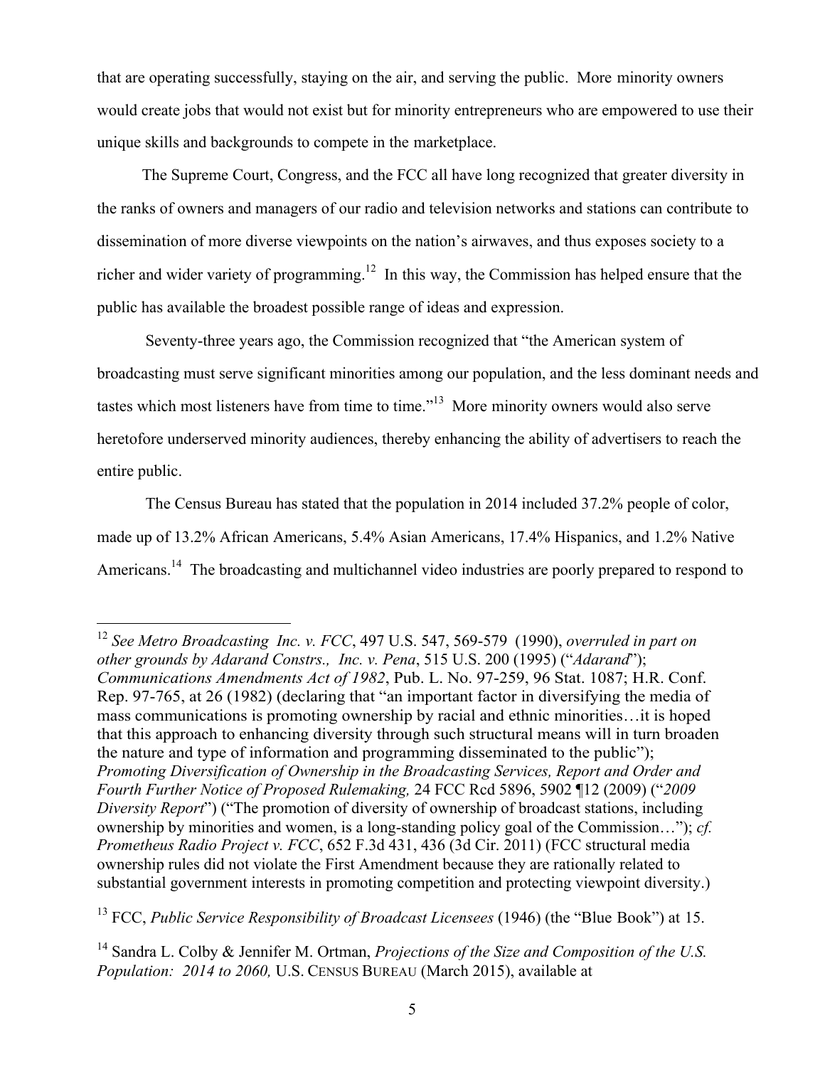that are operating successfully, staying on the air, and serving the public. More minority owners would create jobs that would not exist but for minority entrepreneurs who are empowered to use their unique skills and backgrounds to compete in the marketplace.

The Supreme Court, Congress, and the FCC all have long recognized that greater diversity in the ranks of owners and managers of our radio and television networks and stations can contribute to dissemination of more diverse viewpoints on the nation's airwaves, and thus exposes society to a richer and wider variety of programming.[12] In this way, the Commission has helped ensure that the public has available the broadest possible range of ideas and expression.

Seventy-three years ago, the Commission recognized that "the American system of broadcasting must serve significant minorities among our population, and the less dominant needs and tastes which most listeners have from time to time."[13] More minority owners would also serve heretofore underserved minority audiences, thereby enhancing the ability of advertisers to reach the entire public.

The Census Bureau has stated that the population in 2014 included 37.2% people of color, made up of 13.2% African Americans, 5.4% Asian Americans, 17.4% Hispanics, and 1.2% Native Americans.[14] The broadcasting and multichannel video industries are poorly prepared to respond to

---

[12] *See Metro Broadcasting Inc. v. FCC*, 497 U.S. 547, 569-579 (1990), *overruled in part on other grounds by Adarand Constrs., Inc. v. Pena*, 515 U.S. 200 (1995) ("*Adarand*"); *Communications Amendments Act of 1982*, Pub. L. No. 97-259, 96 Stat. 1087; H.R. Conf. Rep. 97-765, at 26 (1982) (declaring that "an important factor in diversifying the media of mass communications is promoting ownership by racial and ethnic minorities…it is hoped that this approach to enhancing diversity through such structural means will in turn broaden the nature and type of information and programming disseminated to the public"); *Promoting Diversification of Ownership in the Broadcasting Services, Report and Order and Fourth Further Notice of Proposed Rulemaking,* 24 FCC Rcd 5896, 5902 ¶12 (2009) ("*2009 Diversity Report*") ("The promotion of diversity of ownership of broadcast stations, including ownership by minorities and women, is a long-standing policy goal of the Commission…"); *cf. Prometheus Radio Project v. FCC*, 652 F.3d 431, 436 (3d Cir. 2011) (FCC structural media ownership rules did not violate the First Amendment because they are rationally related to substantial government interests in promoting competition and protecting viewpoint diversity.)

[13] FCC, *Public Service Responsibility of Broadcast Licensees* (1946) (the "Blue Book") at 15.

[14] Sandra L. Colby & Jennifer M. Ortman, *Projections of the Size and Composition of the U.S. Population: 2014 to 2060,* U.S. CENSUS BUREAU (March 2015), available at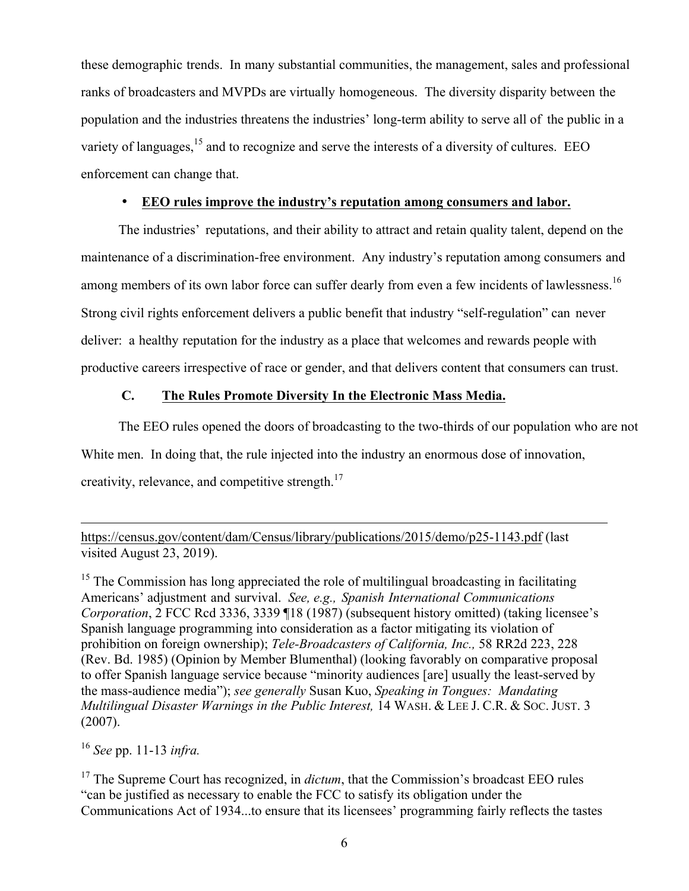these demographic trends. In many substantial communities, the management, sales and professional ranks of broadcasters and MVPDs are virtually homogeneous. The diversity disparity between the population and the industries threatens the industries' long-term ability to serve all of the public in a variety of languages,[15] and to recognize and serve the interests of a diversity of cultures. EEO enforcement can change that.

- **<u>EEO rules improve the industry's reputation among consumers and labor.</u>**

The industries' reputations, and their ability to attract and retain quality talent, depend on the maintenance of a discrimination-free environment. Any industry's reputation among consumers and among members of its own labor force can suffer dearly from even a few incidents of lawlessness.[16] Strong civil rights enforcement delivers a public benefit that industry "self-regulation" can never deliver: a healthy reputation for the industry as a place that welcomes and rewards people with productive careers irrespective of race or gender, and that delivers content that consumers can trust.

### C. <u>The Rules Promote Diversity In the Electronic Mass Media.</u>

The EEO rules opened the doors of broadcasting to the two-thirds of our population who are not White men. In doing that, the rule injected into the industry an enormous dose of innovation, creativity, relevance, and competitive strength.[17]

---

https://census.gov/content/dam/Census/library/publications/2015/demo/p25-1143.pdf (last visited August 23, 2019).

[15] The Commission has long appreciated the role of multilingual broadcasting in facilitating Americans' adjustment and survival. *See, e.g., Spanish International Communications Corporation*, 2 FCC Rcd 3336, 3339 ¶18 (1987) (subsequent history omitted) (taking licensee's Spanish language programming into consideration as a factor mitigating its violation of prohibition on foreign ownership); *Tele-Broadcasters of California, Inc.,* 58 RR2d 223, 228 (Rev. Bd. 1985) (Opinion by Member Blumenthal) (looking favorably on comparative proposal to offer Spanish language service because "minority audiences [are] usually the least-served by the mass-audience media"); *see generally* Susan Kuo, *Speaking in Tongues: Mandating Multilingual Disaster Warnings in the Public Interest,* 14 WASH. & LEE J. C.R. & SOC. JUST. 3 (2007).

[16] *See* pp. 11-13 *infra.*

[17] The Supreme Court has recognized, in *dictum*, that the Commission's broadcast EEO rules "can be justified as necessary to enable the FCC to satisfy its obligation under the Communications Act of 1934...to ensure that its licensees' programming fairly reflects the tastes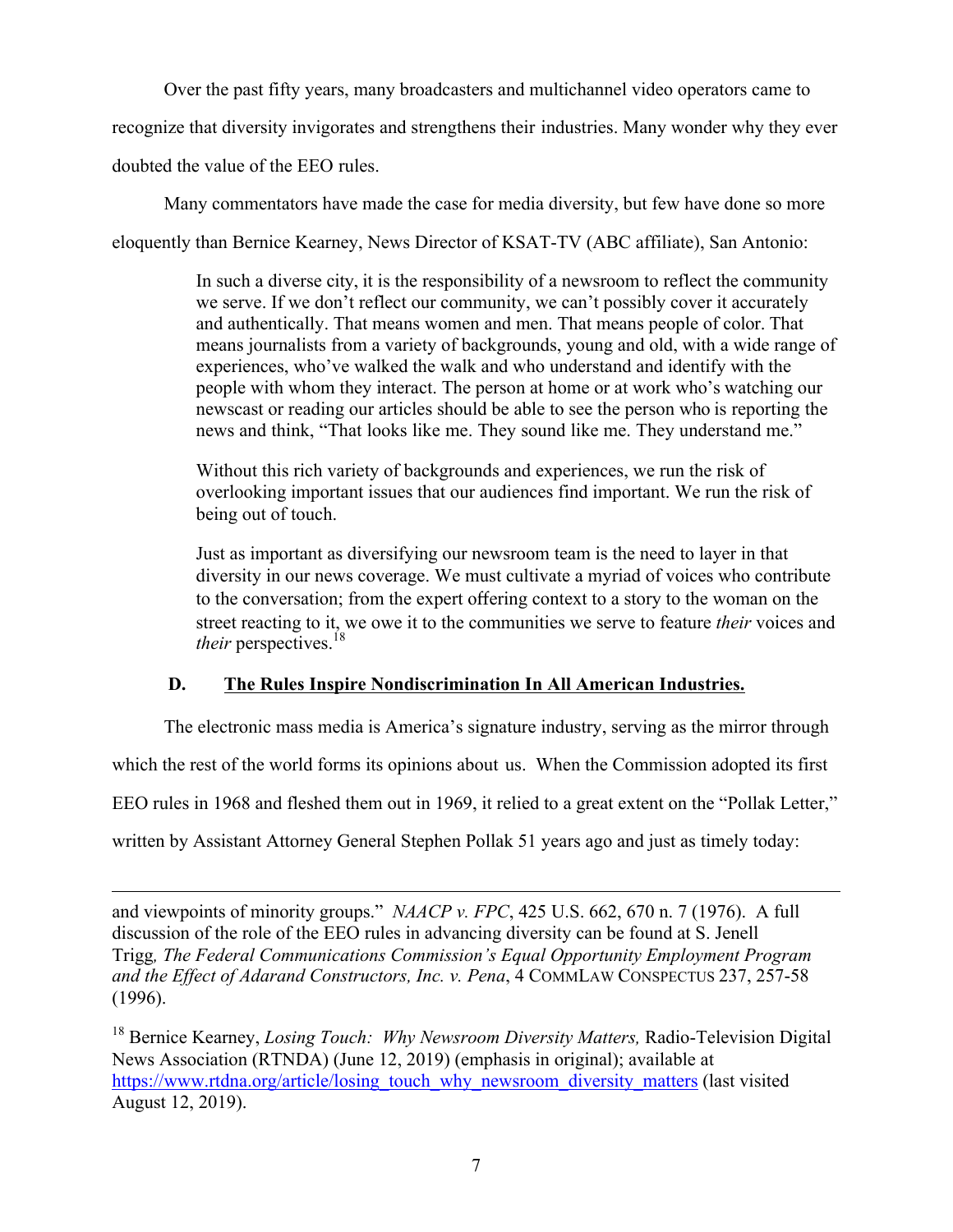Over the past fifty years, many broadcasters and multichannel video operators came to recognize that diversity invigorates and strengthens their industries. Many wonder why they ever doubted the value of the EEO rules.

Many commentators have made the case for media diversity, but few have done so more eloquently than Bernice Kearney, News Director of KSAT-TV (ABC affiliate), San Antonio:

> In such a diverse city, it is the responsibility of a newsroom to reflect the community we serve. If we don't reflect our community, we can't possibly cover it accurately and authentically. That means women and men. That means people of color. That means journalists from a variety of backgrounds, young and old, with a wide range of experiences, who've walked the walk and who understand and identify with the people with whom they interact. The person at home or at work who's watching our newscast or reading our articles should be able to see the person who is reporting the news and think, "That looks like me. They sound like me. They understand me."
>
> Without this rich variety of backgrounds and experiences, we run the risk of overlooking important issues that our audiences find important. We run the risk of being out of touch.
>
> Just as important as diversifying our newsroom team is the need to layer in that diversity in our news coverage. We must cultivate a myriad of voices who contribute to the conversation; from the expert offering context to a story to the woman on the street reacting to it, we owe it to the communities we serve to feature *their* voices and *their* perspectives.[18]

### D. <u>The Rules Inspire Nondiscrimination In All American Industries.</u>

The electronic mass media is America's signature industry, serving as the mirror through which the rest of the world forms its opinions about us. When the Commission adopted its first EEO rules in 1968 and fleshed them out in 1969, it relied to a great extent on the "Pollak Letter," written by Assistant Attorney General Stephen Pollak 51 years ago and just as timely today:

---

and viewpoints of minority groups." *NAACP v. FPC*, 425 U.S. 662, 670 n. 7 (1976). A full discussion of the role of the EEO rules in advancing diversity can be found at S. Jenell Trigg*, The Federal Communications Commission's Equal Opportunity Employment Program and the Effect of Adarand Constructors, Inc. v. Pena*, 4 COMMLAW CONSPECTUS 237, 257-58 (1996).

[18] Bernice Kearney, *Losing Touch: Why Newsroom Diversity Matters,* Radio-Television Digital News Association (RTNDA) (June 12, 2019) (emphasis in original); available at https://www.rtdna.org/article/losing_touch_why_newsroom_diversity_matters (last visited August 12, 2019).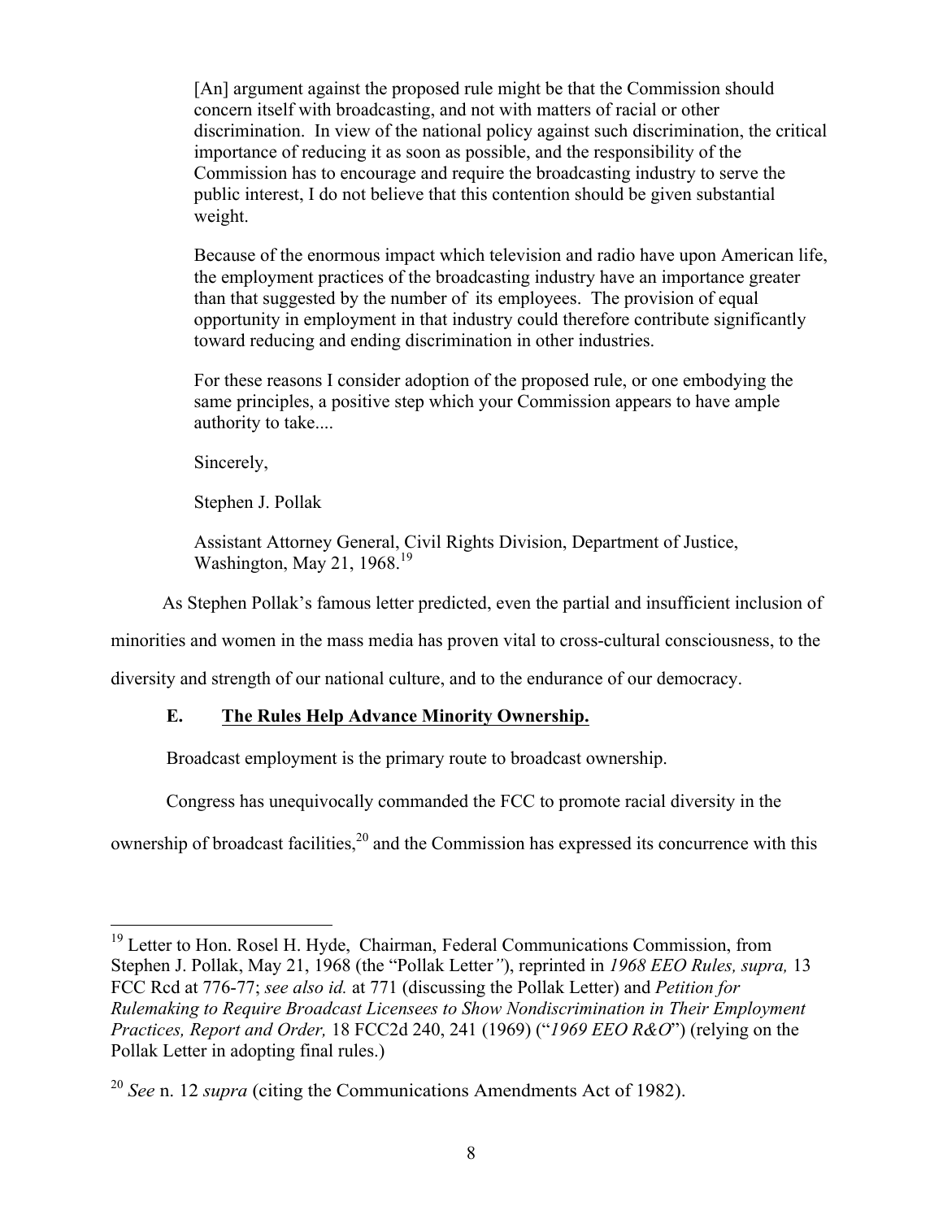> [An] argument against the proposed rule might be that the Commission should concern itself with broadcasting, and not with matters of racial or other discrimination. In view of the national policy against such discrimination, the critical importance of reducing it as soon as possible, and the responsibility of the Commission has to encourage and require the broadcasting industry to serve the public interest, I do not believe that this contention should be given substantial weight.
>
> Because of the enormous impact which television and radio have upon American life, the employment practices of the broadcasting industry have an importance greater than that suggested by the number of its employees. The provision of equal opportunity in employment in that industry could therefore contribute significantly toward reducing and ending discrimination in other industries.
>
> For these reasons I consider adoption of the proposed rule, or one embodying the same principles, a positive step which your Commission appears to have ample authority to take....
>
> Sincerely,
>
> Stephen J. Pollak
>
> Assistant Attorney General, Civil Rights Division, Department of Justice, Washington, May 21, 1968.[19]

As Stephen Pollak's famous letter predicted, even the partial and insufficient inclusion of minorities and women in the mass media has proven vital to cross-cultural consciousness, to the diversity and strength of our national culture, and to the endurance of our democracy.

### E. The Rules Help Advance Minority Ownership.

Broadcast employment is the primary route to broadcast ownership.

Congress has unequivocally commanded the FCC to promote racial diversity in the ownership of broadcast facilities,[20] and the Commission has expressed its concurrence with this

---

[19] Letter to Hon. Rosel H. Hyde, Chairman, Federal Communications Commission, from Stephen J. Pollak, May 21, 1968 (the "Pollak Letter"), reprinted in *1968 EEO Rules, supra,* 13 FCC Rcd at 776-77; *see also id.* at 771 (discussing the Pollak Letter) and *Petition for Rulemaking to Require Broadcast Licensees to Show Nondiscrimination in Their Employment Practices, Report and Order,* 18 FCC2d 240, 241 (1969) ("*1969 EEO R&O*") (relying on the Pollak Letter in adopting final rules.)

[20] *See* n. 12 *supra* (citing the Communications Amendments Act of 1982).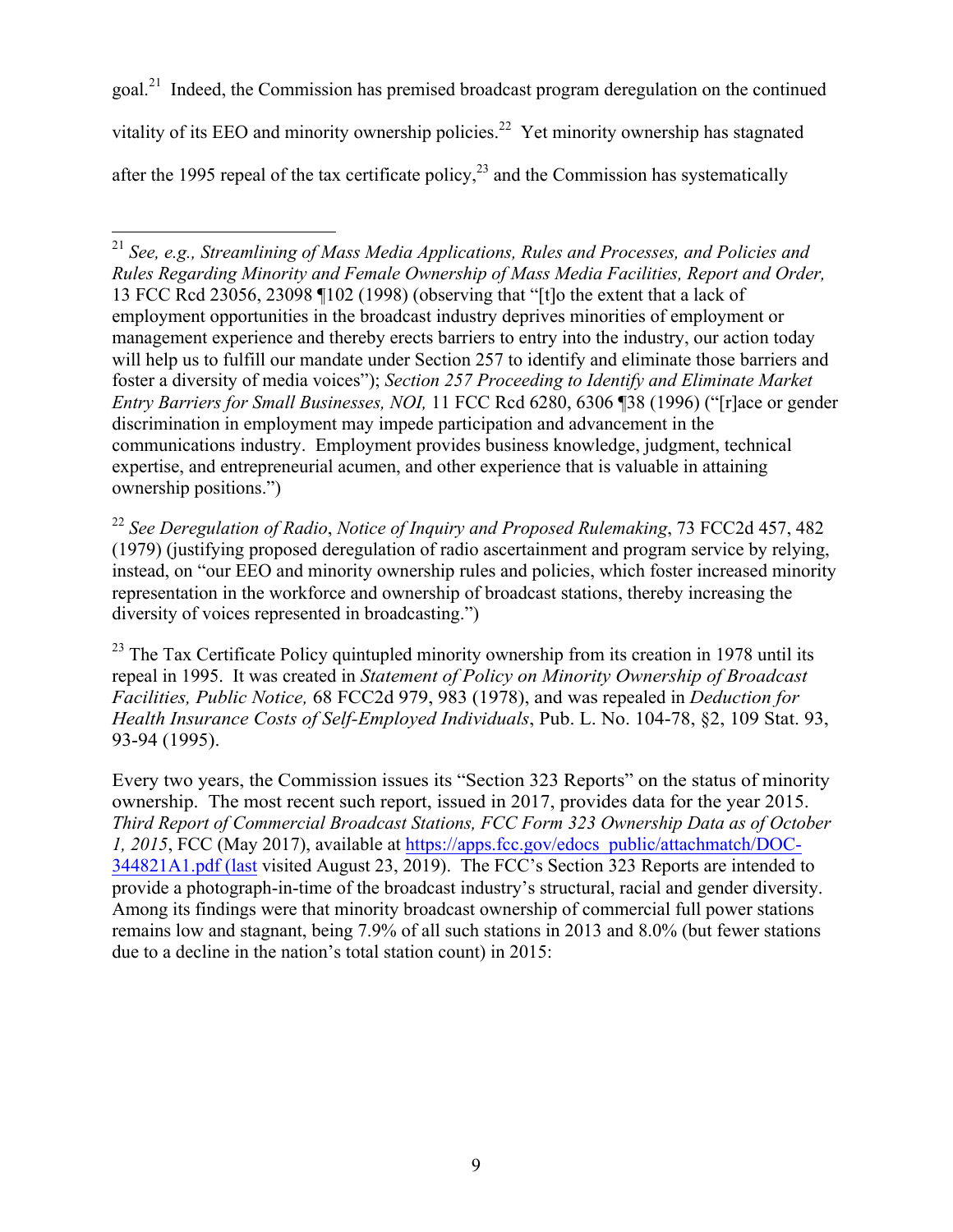goal.[21] Indeed, the Commission has premised broadcast program deregulation on the continued vitality of its EEO and minority ownership policies.[22] Yet minority ownership has stagnated after the 1995 repeal of the tax certificate policy,[23] and the Commission has systematically

---

[21] *See, e.g., Streamlining of Mass Media Applications, Rules and Processes, and Policies and Rules Regarding Minority and Female Ownership of Mass Media Facilities, Report and Order,* 13 FCC Rcd 23056, 23098 ¶102 (1998) (observing that "[t]o the extent that a lack of employment opportunities in the broadcast industry deprives minorities of employment or management experience and thereby erects barriers to entry into the industry, our action today will help us to fulfill our mandate under Section 257 to identify and eliminate those barriers and foster a diversity of media voices"); *Section 257 Proceeding to Identify and Eliminate Market Entry Barriers for Small Businesses, NOI,* 11 FCC Rcd 6280, 6306 ¶38 (1996) ("[r]ace or gender discrimination in employment may impede participation and advancement in the communications industry. Employment provides business knowledge, judgment, technical expertise, and entrepreneurial acumen, and other experience that is valuable in attaining ownership positions.")

[22] *See Deregulation of Radio*, *Notice of Inquiry and Proposed Rulemaking*, 73 FCC2d 457, 482 (1979) (justifying proposed deregulation of radio ascertainment and program service by relying, instead, on "our EEO and minority ownership rules and policies, which foster increased minority representation in the workforce and ownership of broadcast stations, thereby increasing the diversity of voices represented in broadcasting.")

[23] The Tax Certificate Policy quintupled minority ownership from its creation in 1978 until its repeal in 1995. It was created in *Statement of Policy on Minority Ownership of Broadcast Facilities, Public Notice,* 68 FCC2d 979, 983 (1978), and was repealed in *Deduction for Health Insurance Costs of Self-Employed Individuals*, Pub. L. No. 104-78, §2, 109 Stat. 93, 93-94 (1995).

Every two years, the Commission issues its "Section 323 Reports" on the status of minority ownership. The most recent such report, issued in 2017, provides data for the year 2015. *Third Report of Commercial Broadcast Stations, FCC Form 323 Ownership Data as of October 1, 2015*, FCC (May 2017), available at https://apps.fcc.gov/edocs_public/attachmatch/DOC-344821A1.pdf (last visited August 23, 2019). The FCC's Section 323 Reports are intended to provide a photograph-in-time of the broadcast industry's structural, racial and gender diversity. Among its findings were that minority broadcast ownership of commercial full power stations remains low and stagnant, being 7.9% of all such stations in 2013 and 8.0% (but fewer stations due to a decline in the nation's total station count) in 2015: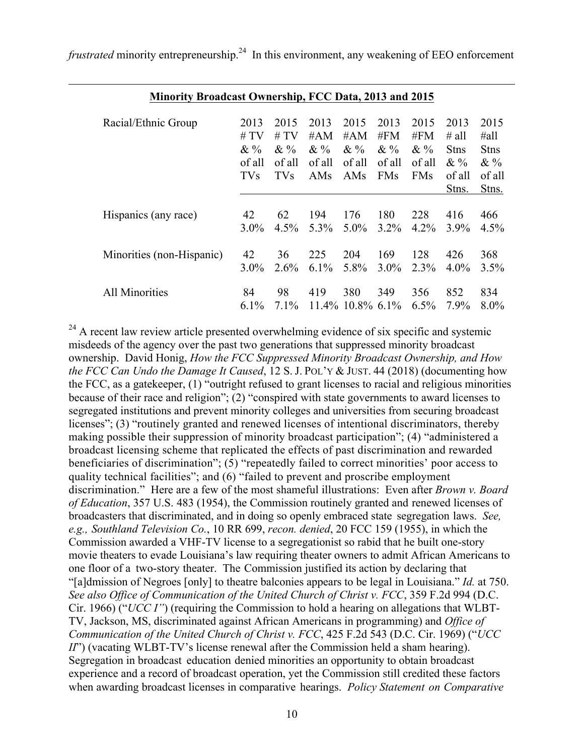*frustrated* minority entrepreneurship.[24] In this environment, any weakening of EEO enforcement

**Minority Broadcast Ownership, FCC Data, 2013 and 2015**

| Racial/Ethnic Group | 2013 # TV & % of all TVs | 2015 # TV & % of all TVs | 2013 #AM & % of all AMs | 2015 #AM & % of all AMs | 2013 #FM & % of all FMs | 2015 #FM & % of all FMs | 2013 # all Stns & % of all Stns. | 2015 #all Stns & % of all Stns. |
|---|---|---|---|---|---|---|---|---|
| Hispanics (any race) | 42<br>3.0% | 62<br>4.5% | 194<br>5.3% | 176<br>5.0% | 180<br>3.2% | 228<br>4.2% | 416<br>3.9% | 466<br>4.5% |
| Minorities (non-Hispanic) | 42<br>3.0% | 36<br>2.6% | 225<br>6.1% | 204<br>5.8% | 169<br>3.0% | 128<br>2.3% | 426<br>4.0% | 368<br>3.5% |
| All Minorities | 84<br>6.1% | 98<br>7.1% | 419<br>11.4% | 380<br>10.8% | 349<br>6.1% | 356<br>6.5% | 852<br>7.9% | 834<br>8.0% |

[24] A recent law review article presented overwhelming evidence of six specific and systemic misdeeds of the agency over the past two generations that suppressed minority broadcast ownership. David Honig, *How the FCC Suppressed Minority Broadcast Ownership, and How the FCC Can Undo the Damage It Caused*, 12 S. J. POL'Y & JUST. 44 (2018) (documenting how the FCC, as a gatekeeper, (1) "outright refused to grant licenses to racial and religious minorities because of their race and religion"; (2) "conspired with state governments to award licenses to segregated institutions and prevent minority colleges and universities from securing broadcast licenses"; (3) "routinely granted and renewed licenses of intentional discriminators, thereby making possible their suppression of minority broadcast participation"; (4) "administered a broadcast licensing scheme that replicated the effects of past discrimination and rewarded beneficiaries of discrimination"; (5) "repeatedly failed to correct minorities' poor access to quality technical facilities"; and (6) "failed to prevent and proscribe employment discrimination." Here are a few of the most shameful illustrations: Even after *Brown v. Board of Education*, 357 U.S. 483 (1954), the Commission routinely granted and renewed licenses of broadcasters that discriminated, and in doing so openly embraced state segregation laws. *See, e.g., Southland Television Co.*, 10 RR 699, *recon. denied*, 20 FCC 159 (1955), in which the Commission awarded a VHF-TV license to a segregationist so rabid that he built one-story movie theaters to evade Louisiana's law requiring theater owners to admit African Americans to one floor of a two-story theater. The Commission justified its action by declaring that "[a]dmission of Negroes [only] to theatre balconies appears to be legal in Louisiana." *Id.* at 750. *See also Office of Communication of the United Church of Christ v. FCC*, 359 F.2d 994 (D.C. Cir. 1966) ("*UCC I"*) (requiring the Commission to hold a hearing on allegations that WLBT-TV, Jackson, MS, discriminated against African Americans in programming) and *Office of Communication of the United Church of Christ v. FCC*, 425 F.2d 543 (D.C. Cir. 1969) ("*UCC II*") (vacating WLBT-TV's license renewal after the Commission held a sham hearing). Segregation in broadcast education denied minorities an opportunity to obtain broadcast experience and a record of broadcast operation, yet the Commission still credited these factors when awarding broadcast licenses in comparative hearings. *Policy Statement on Comparative*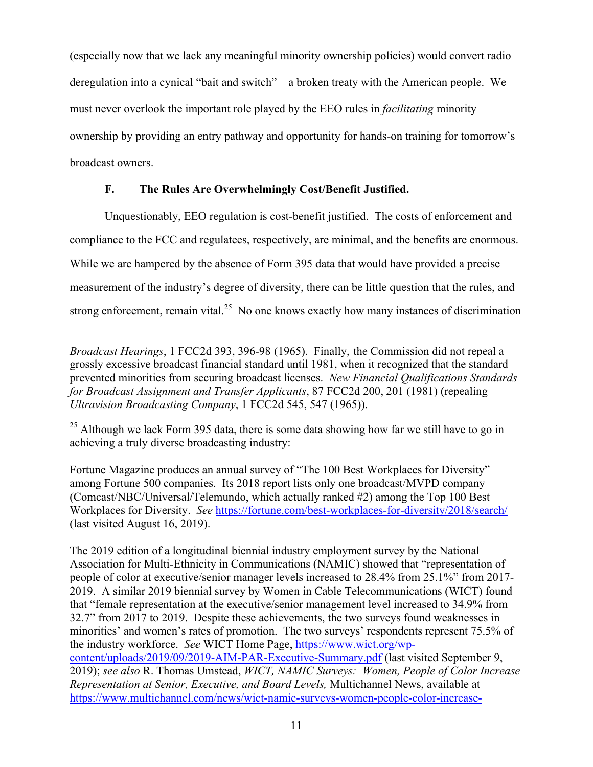(especially now that we lack any meaningful minority ownership policies) would convert radio deregulation into a cynical "bait and switch" – a broken treaty with the American people. We must never overlook the important role played by the EEO rules in *facilitating* minority ownership by providing an entry pathway and opportunity for hands-on training for tomorrow's broadcast owners.

### F. <u>The Rules Are Overwhelmingly Cost/Benefit Justified.</u>

Unquestionably, EEO regulation is cost-benefit justified. The costs of enforcement and compliance to the FCC and regulatees, respectively, are minimal, and the benefits are enormous. While we are hampered by the absence of Form 395 data that would have provided a precise measurement of the industry's degree of diversity, there can be little question that the rules, and strong enforcement, remain vital.[25] No one knows exactly how many instances of discrimination

---

*Broadcast Hearings*, 1 FCC2d 393, 396-98 (1965). Finally, the Commission did not repeal a grossly excessive broadcast financial standard until 1981, when it recognized that the standard prevented minorities from securing broadcast licenses. *New Financial Qualifications Standards for Broadcast Assignment and Transfer Applicants*, 87 FCC2d 200, 201 (1981) (repealing *Ultravision Broadcasting Company*, 1 FCC2d 545, 547 (1965)).

[25] Although we lack Form 395 data, there is some data showing how far we still have to go in achieving a truly diverse broadcasting industry:

Fortune Magazine produces an annual survey of "The 100 Best Workplaces for Diversity" among Fortune 500 companies. Its 2018 report lists only one broadcast/MVPD company (Comcast/NBC/Universal/Telemundo, which actually ranked #2) among the Top 100 Best Workplaces for Diversity. *See* https://fortune.com/best-workplaces-for-diversity/2018/search/ (last visited August 16, 2019).

The 2019 edition of a longitudinal biennial industry employment survey by the National Association for Multi-Ethnicity in Communications (NAMIC) showed that "representation of people of color at executive/senior manager levels increased to 28.4% from 25.1%" from 2017-2019. A similar 2019 biennial survey by Women in Cable Telecommunications (WICT) found that "female representation at the executive/senior management level increased to 34.9% from 32.7" from 2017 to 2019. Despite these achievements, the two surveys found weaknesses in minorities' and women's rates of promotion. The two surveys' respondents represent 75.5% of the industry workforce. *See* WICT Home Page, https://www.wict.org/wp-content/uploads/2019/09/2019-AIM-PAR-Executive-Summary.pdf (last visited September 9, 2019); *see also* R. Thomas Umstead, *WICT, NAMIC Surveys: Women, People of Color Increase Representation at Senior, Executive, and Board Levels,* Multichannel News, available at https://www.multichannel.com/news/wict-namic-surveys-women-people-color-increase-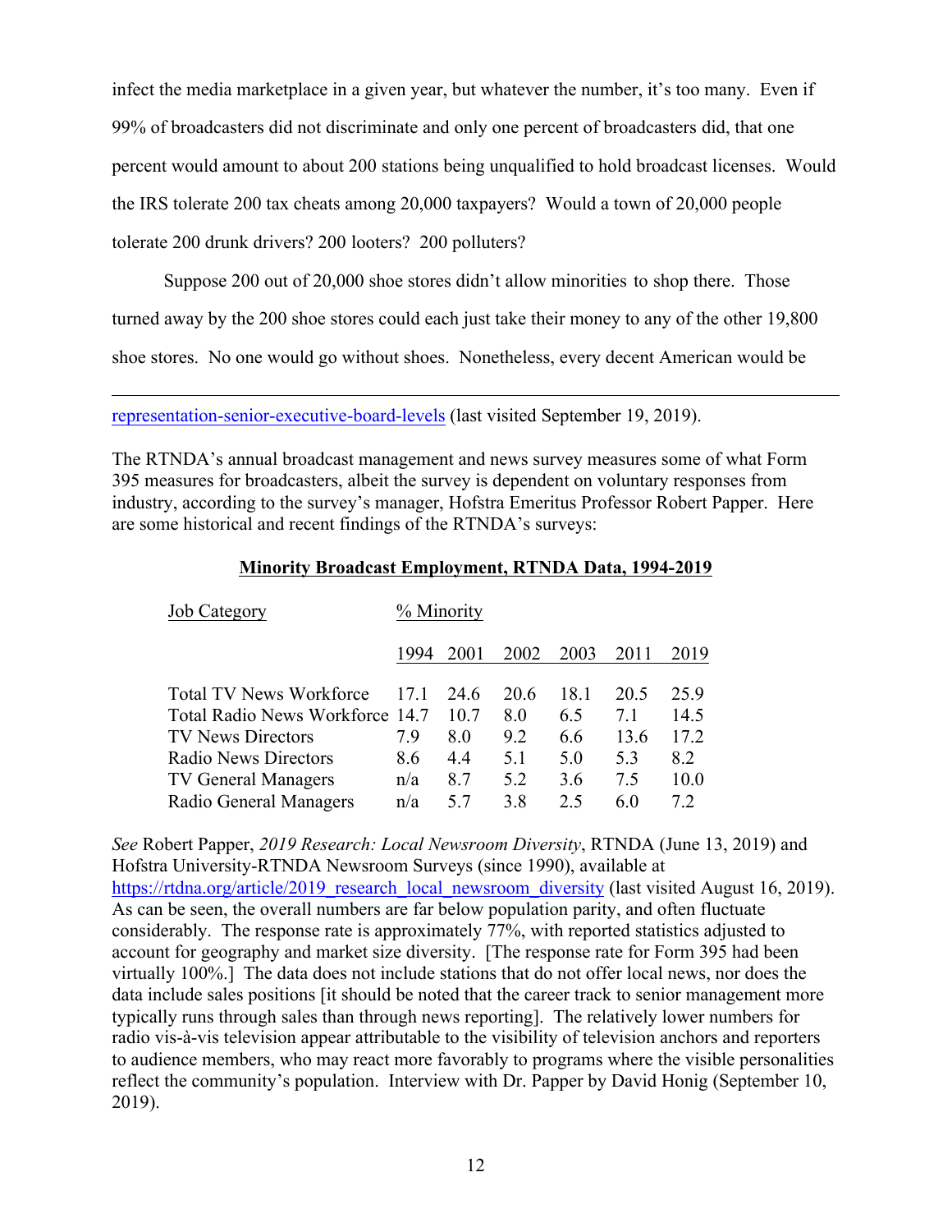infect the media marketplace in a given year, but whatever the number, it's too many. Even if 99% of broadcasters did not discriminate and only one percent of broadcasters did, that one percent would amount to about 200 stations being unqualified to hold broadcast licenses. Would the IRS tolerate 200 tax cheats among 20,000 taxpayers? Would a town of 20,000 people tolerate 200 drunk drivers? 200 looters? 200 polluters?

Suppose 200 out of 20,000 shoe stores didn't allow minorities to shop there. Those turned away by the 200 shoe stores could each just take their money to any of the other 19,800 shoe stores. No one would go without shoes. Nonetheless, every decent American would be

---

representation-senior-executive-board-levels (last visited September 19, 2019).

The RTNDA's annual broadcast management and news survey measures some of what Form 395 measures for broadcasters, albeit the survey is dependent on voluntary responses from industry, according to the survey's manager, Hofstra Emeritus Professor Robert Papper. Here are some historical and recent findings of the RTNDA's surveys:

**Minority Broadcast Employment, RTNDA Data, 1994-2019**

| Job Category | % Minority | | | | | |
|---|---|---|---|---|---|---|
| | 1994 | 2001 | 2002 | 2003 | 2011 | 2019 |
| Total TV News Workforce | 17.1 | 24.6 | 20.6 | 18.1 | 20.5 | 25.9 |
| Total Radio News Workforce | 14.7 | 10.7 | 8.0 | 6.5 | 7.1 | 14.5 |
| TV News Directors | 7.9 | 8.0 | 9.2 | 6.6 | 13.6 | 17.2 |
| Radio News Directors | 8.6 | 4.4 | 5.1 | 5.0 | 5.3 | 8.2 |
| TV General Managers | n/a | 8.7 | 5.2 | 3.6 | 7.5 | 10.0 |
| Radio General Managers | n/a | 5.7 | 3.8 | 2.5 | 6.0 | 7.2 |

*See* Robert Papper, *2019 Research: Local Newsroom Diversity*, RTNDA (June 13, 2019) and Hofstra University-RTNDA Newsroom Surveys (since 1990), available at https://rtdna.org/article/2019_research_local_newsroom_diversity (last visited August 16, 2019). As can be seen, the overall numbers are far below population parity, and often fluctuate considerably. The response rate is approximately 77%, with reported statistics adjusted to account for geography and market size diversity. [The response rate for Form 395 had been virtually 100%.] The data does not include stations that do not offer local news, nor does the data include sales positions [it should be noted that the career track to senior management more typically runs through sales than through news reporting]. The relatively lower numbers for radio vis-à-vis television appear attributable to the visibility of television anchors and reporters to audience members, who may react more favorably to programs where the visible personalities reflect the community's population. Interview with Dr. Papper by David Honig (September 10, 2019).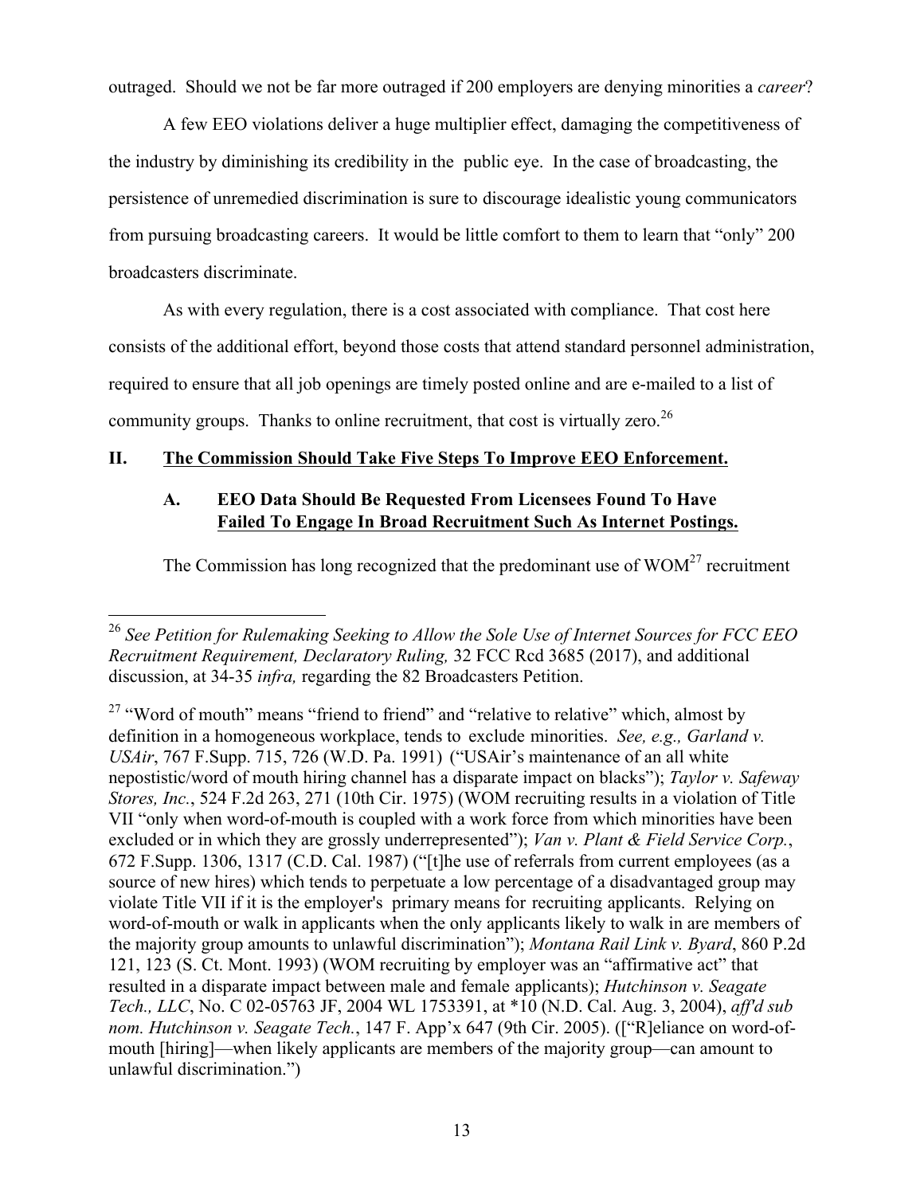outraged. Should we not be far more outraged if 200 employers are denying minorities a *career*?

A few EEO violations deliver a huge multiplier effect, damaging the competitiveness of the industry by diminishing its credibility in the public eye. In the case of broadcasting, the persistence of unremedied discrimination is sure to discourage idealistic young communicators from pursuing broadcasting careers. It would be little comfort to them to learn that "only" 200 broadcasters discriminate.

As with every regulation, there is a cost associated with compliance. That cost here consists of the additional effort, beyond those costs that attend standard personnel administration, required to ensure that all job openings are timely posted online and are e-mailed to a list of community groups. Thanks to online recruitment, that cost is virtually zero.[26]

## II. <u>The Commission Should Take Five Steps To Improve EEO Enforcement.</u>

### A. <u>EEO Data Should Be Requested From Licensees Found To Have Failed To Engage In Broad Recruitment Such As Internet Postings.</u>

The Commission has long recognized that the predominant use of WOM[27] recruitment

---

[26] *See Petition for Rulemaking Seeking to Allow the Sole Use of Internet Sources for FCC EEO Recruitment Requirement, Declaratory Ruling,* 32 FCC Rcd 3685 (2017), and additional discussion, at 34-35 *infra,* regarding the 82 Broadcasters Petition.

[27] "Word of mouth" means "friend to friend" and "relative to relative" which, almost by definition in a homogeneous workplace, tends to exclude minorities. *See, e.g., Garland v. USAir*, 767 F.Supp. 715, 726 (W.D. Pa. 1991) ("USAir's maintenance of an all white nepostistic/word of mouth hiring channel has a disparate impact on blacks"); *Taylor v. Safeway Stores, Inc.*, 524 F.2d 263, 271 (10th Cir. 1975) (WOM recruiting results in a violation of Title VII "only when word-of-mouth is coupled with a work force from which minorities have been excluded or in which they are grossly underrepresented"); *Van v. Plant & Field Service Corp.*, 672 F.Supp. 1306, 1317 (C.D. Cal. 1987) ("[t]he use of referrals from current employees (as a source of new hires) which tends to perpetuate a low percentage of a disadvantaged group may violate Title VII if it is the employer's primary means for recruiting applicants. Relying on word-of-mouth or walk in applicants when the only applicants likely to walk in are members of the majority group amounts to unlawful discrimination"); *Montana Rail Link v. Byard*, 860 P.2d 121, 123 (S. Ct. Mont. 1993) (WOM recruiting by employer was an "affirmative act" that resulted in a disparate impact between male and female applicants); *Hutchinson v. Seagate Tech., LLC*, No. C 02-05763 JF, 2004 WL 1753391, at *10 (N.D. Cal. Aug. 3, 2004), *aff'd sub nom. Hutchinson v. Seagate Tech.*, 147 F. App'x 647 (9th Cir. 2005). (["R]eliance on word-of-mouth [hiring]—when likely applicants are members of the majority group—can amount to unlawful discrimination.")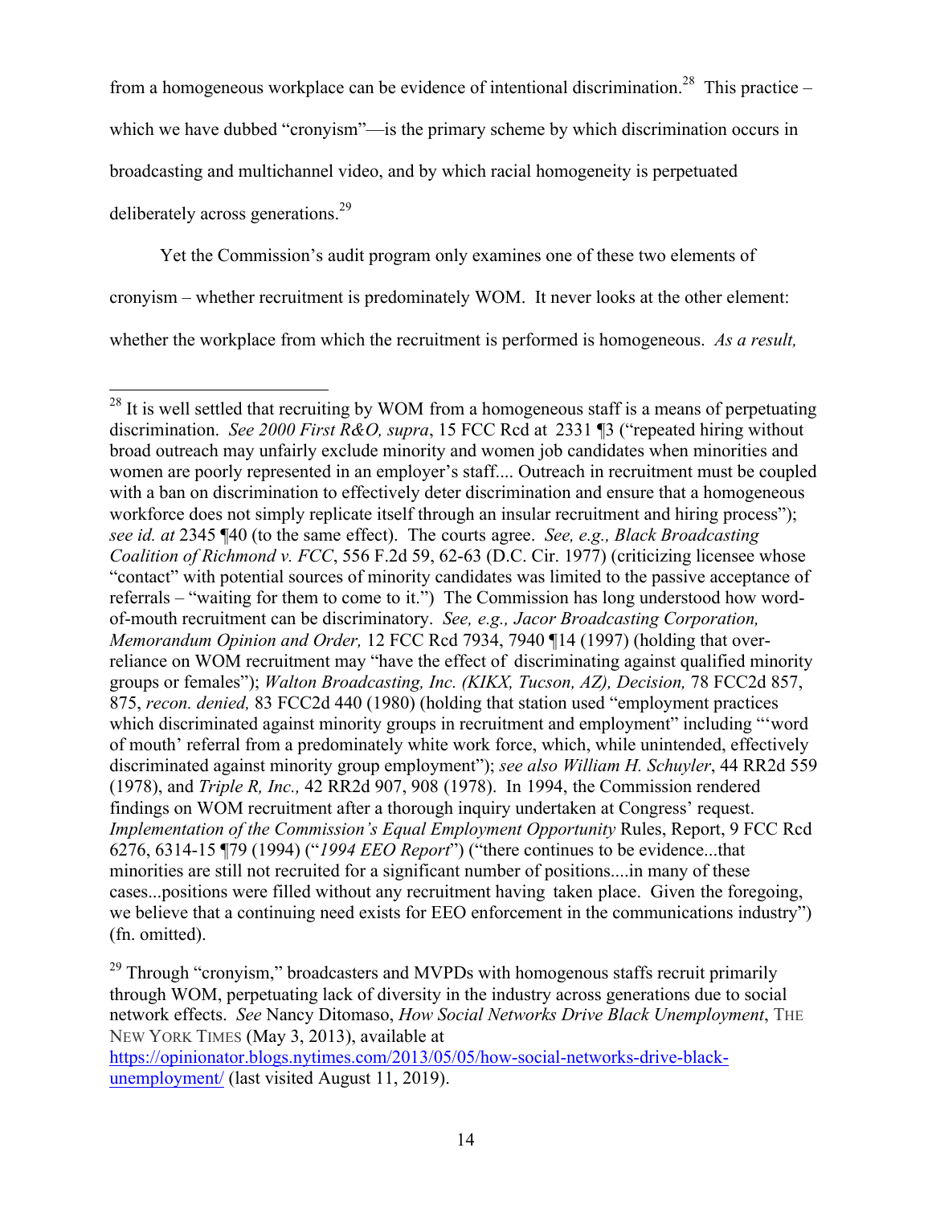from a homogeneous workplace can be evidence of intentional discrimination.[28] This practice – which we have dubbed "cronyism"—is the primary scheme by which discrimination occurs in broadcasting and multichannel video, and by which racial homogeneity is perpetuated deliberately across generations.[29]

Yet the Commission's audit program only examines one of these two elements of cronyism – whether recruitment is predominately WOM. It never looks at the other element: whether the workplace from which the recruitment is performed is homogeneous. *As a result,*

---

[28] It is well settled that recruiting by WOM from a homogeneous staff is a means of perpetuating discrimination. *See 2000 First R&O, supra*, 15 FCC Rcd at 2331 ¶3 ("repeated hiring without broad outreach may unfairly exclude minority and women job candidates when minorities and women are poorly represented in an employer's staff.... Outreach in recruitment must be coupled with a ban on discrimination to effectively deter discrimination and ensure that a homogeneous workforce does not simply replicate itself through an insular recruitment and hiring process"); *see id. at* 2345 ¶40 (to the same effect). The courts agree. *See, e.g., Black Broadcasting Coalition of Richmond v. FCC*, 556 F.2d 59, 62-63 (D.C. Cir. 1977) (criticizing licensee whose "contact" with potential sources of minority candidates was limited to the passive acceptance of referrals – "waiting for them to come to it.") The Commission has long understood how word-of-mouth recruitment can be discriminatory. *See, e.g., Jacor Broadcasting Corporation, Memorandum Opinion and Order,* 12 FCC Rcd 7934, 7940 ¶14 (1997) (holding that over-reliance on WOM recruitment may "have the effect of discriminating against qualified minority groups or females"); *Walton Broadcasting, Inc. (KIKX, Tucson, AZ), Decision,* 78 FCC2d 857, 875, *recon. denied,* 83 FCC2d 440 (1980) (holding that station used "employment practices which discriminated against minority groups in recruitment and employment" including "'word of mouth' referral from a predominately white work force, which, while unintended, effectively discriminated against minority group employment"); *see also William H. Schuyler*, 44 RR2d 559 (1978), and *Triple R, Inc.,* 42 RR2d 907, 908 (1978). In 1994, the Commission rendered findings on WOM recruitment after a thorough inquiry undertaken at Congress' request. *Implementation of the Commission's Equal Employment Opportunity* Rules, Report, 9 FCC Rcd 6276, 6314-15 ¶79 (1994) ("*1994 EEO Report*") ("there continues to be evidence...that minorities are still not recruited for a significant number of positions....in many of these cases...positions were filled without any recruitment having taken place. Given the foregoing, we believe that a continuing need exists for EEO enforcement in the communications industry") (fn. omitted).

[29] Through "cronyism," broadcasters and MVPDs with homogenous staffs recruit primarily through WOM, perpetuating lack of diversity in the industry across generations due to social network effects. *See* Nancy Ditomaso, *How Social Networks Drive Black Unemployment*, THE NEW YORK TIMES (May 3, 2013), available at https://opinionator.blogs.nytimes.com/2013/05/05/how-social-networks-drive-black-unemployment/ (last visited August 11, 2019).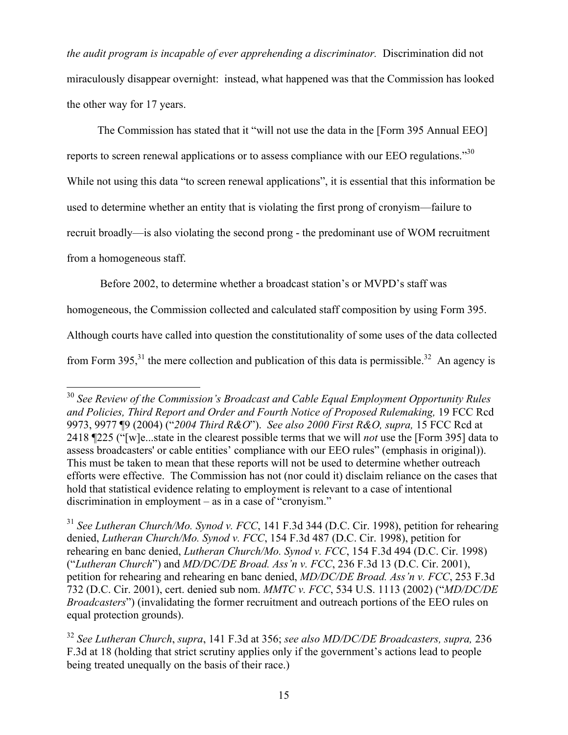*the audit program is incapable of ever apprehending a discriminator.* Discrimination did not miraculously disappear overnight: instead, what happened was that the Commission has looked the other way for 17 years.

The Commission has stated that it "will not use the data in the [Form 395 Annual EEO] reports to screen renewal applications or to assess compliance with our EEO regulations."[30] While not using this data "to screen renewal applications", it is essential that this information be used to determine whether an entity that is violating the first prong of cronyism—failure to recruit broadly—is also violating the second prong - the predominant use of WOM recruitment from a homogeneous staff.

Before 2002, to determine whether a broadcast station's or MVPD's staff was homogeneous, the Commission collected and calculated staff composition by using Form 395. Although courts have called into question the constitutionality of some uses of the data collected from Form 395,[31] the mere collection and publication of this data is permissible.[32] An agency is

---

[30] *See Review of the Commission's Broadcast and Cable Equal Employment Opportunity Rules and Policies, Third Report and Order and Fourth Notice of Proposed Rulemaking,* 19 FCC Rcd 9973, 9977 ¶9 (2004) ("*2004 Third R&O*"). *See also 2000 First R&O, supra,* 15 FCC Rcd at 2418 ¶225 ("[w]e...state in the clearest possible terms that we will *not* use the [Form 395] data to assess broadcasters' or cable entities' compliance with our EEO rules" (emphasis in original)). This must be taken to mean that these reports will not be used to determine whether outreach efforts were effective. The Commission has not (nor could it) disclaim reliance on the cases that hold that statistical evidence relating to employment is relevant to a case of intentional discrimination in employment – as in a case of "cronyism."

[31] *See Lutheran Church/Mo. Synod v. FCC*, 141 F.3d 344 (D.C. Cir. 1998), petition for rehearing denied, *Lutheran Church/Mo. Synod v. FCC*, 154 F.3d 487 (D.C. Cir. 1998), petition for rehearing en banc denied, *Lutheran Church/Mo. Synod v. FCC*, 154 F.3d 494 (D.C. Cir. 1998) ("*Lutheran Church*") and *MD/DC/DE Broad. Ass'n v. FCC*, 236 F.3d 13 (D.C. Cir. 2001), petition for rehearing and rehearing en banc denied, *MD/DC/DE Broad. Ass'n v. FCC*, 253 F.3d 732 (D.C. Cir. 2001), cert. denied sub nom. *MMTC v. FCC*, 534 U.S. 1113 (2002) ("*MD/DC/DE Broadcasters*") (invalidating the former recruitment and outreach portions of the EEO rules on equal protection grounds).

[32] *See Lutheran Church*, *supra*, 141 F.3d at 356; *see also MD/DC/DE Broadcasters, supra,* 236 F.3d at 18 (holding that strict scrutiny applies only if the government's actions lead to people being treated unequally on the basis of their race.)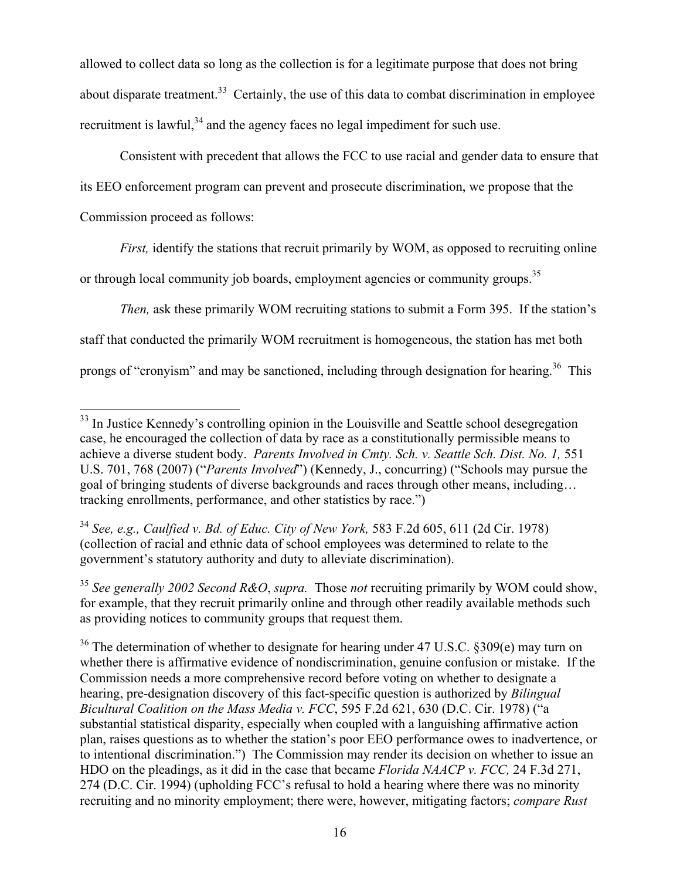allowed to collect data so long as the collection is for a legitimate purpose that does not bring about disparate treatment.[33] Certainly, the use of this data to combat discrimination in employee recruitment is lawful,[34] and the agency faces no legal impediment for such use.

Consistent with precedent that allows the FCC to use racial and gender data to ensure that its EEO enforcement program can prevent and prosecute discrimination, we propose that the Commission proceed as follows:

*First,* identify the stations that recruit primarily by WOM, as opposed to recruiting online or through local community job boards, employment agencies or community groups.[35]

*Then,* ask these primarily WOM recruiting stations to submit a Form 395. If the station's staff that conducted the primarily WOM recruitment is homogeneous, the station has met both prongs of "cronyism" and may be sanctioned, including through designation for hearing.[36] This

---

[33] In Justice Kennedy's controlling opinion in the Louisville and Seattle school desegregation case, he encouraged the collection of data by race as a constitutionally permissible means to achieve a diverse student body. *Parents Involved in Cmty. Sch. v. Seattle Sch. Dist. No. 1,* 551 U.S. 701, 768 (2007) ("*Parents Involved*") (Kennedy, J., concurring) ("Schools may pursue the goal of bringing students of diverse backgrounds and races through other means, including… tracking enrollments, performance, and other statistics by race.")

[34] *See, e.g., Caulfied v. Bd. of Educ. City of New York,* 583 F.2d 605, 611 (2d Cir. 1978) (collection of racial and ethnic data of school employees was determined to relate to the government's statutory authority and duty to alleviate discrimination).

[35] *See generally 2002 Second R&O*, *supra.* Those *not* recruiting primarily by WOM could show, for example, that they recruit primarily online and through other readily available methods such as providing notices to community groups that request them.

[36] The determination of whether to designate for hearing under 47 U.S.C. §309(e) may turn on whether there is affirmative evidence of nondiscrimination, genuine confusion or mistake. If the Commission needs a more comprehensive record before voting on whether to designate a hearing, pre-designation discovery of this fact-specific question is authorized by *Bilingual Bicultural Coalition on the Mass Media v. FCC*, 595 F.2d 621, 630 (D.C. Cir. 1978) ("a substantial statistical disparity, especially when coupled with a languishing affirmative action plan, raises questions as to whether the station's poor EEO performance owes to inadvertence, or to intentional discrimination.") The Commission may render its decision on whether to issue an HDO on the pleadings, as it did in the case that became *Florida NAACP v. FCC,* 24 F.3d 271, 274 (D.C. Cir. 1994) (upholding FCC's refusal to hold a hearing where there was no minority recruiting and no minority employment; there were, however, mitigating factors; *compare Rust*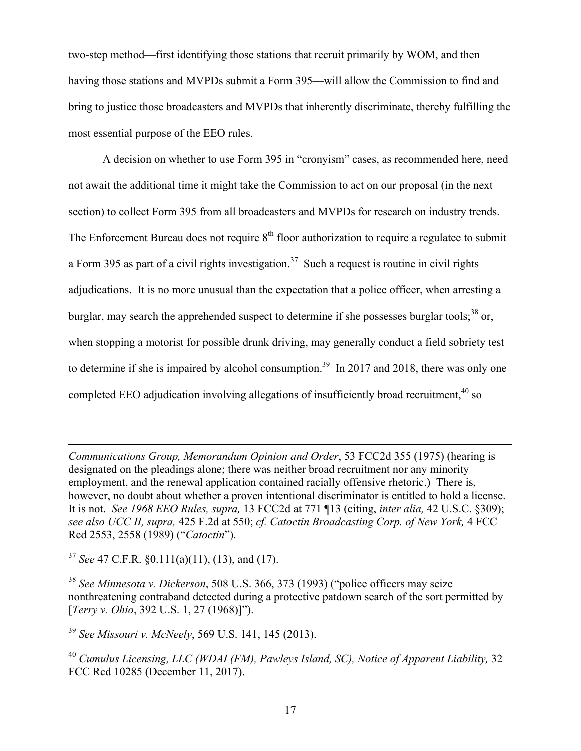two-step method—first identifying those stations that recruit primarily by WOM, and then having those stations and MVPDs submit a Form 395—will allow the Commission to find and bring to justice those broadcasters and MVPDs that inherently discriminate, thereby fulfilling the most essential purpose of the EEO rules.

A decision on whether to use Form 395 in "cronyism" cases, as recommended here, need not await the additional time it might take the Commission to act on our proposal (in the next section) to collect Form 395 from all broadcasters and MVPDs for research on industry trends. The Enforcement Bureau does not require 8th floor authorization to require a regulatee to submit a Form 395 as part of a civil rights investigation.[37] Such a request is routine in civil rights adjudications. It is no more unusual than the expectation that a police officer, when arresting a burglar, may search the apprehended suspect to determine if she possesses burglar tools;[38] or, when stopping a motorist for possible drunk driving, may generally conduct a field sobriety test to determine if she is impaired by alcohol consumption.[39] In 2017 and 2018, there was only one completed EEO adjudication involving allegations of insufficiently broad recruitment,[40] so

---

*Communications Group, Memorandum Opinion and Order*, 53 FCC2d 355 (1975) (hearing is designated on the pleadings alone; there was neither broad recruitment nor any minority employment, and the renewal application contained racially offensive rhetoric.) There is, however, no doubt about whether a proven intentional discriminator is entitled to hold a license. It is not. *See 1968 EEO Rules, supra,* 13 FCC2d at 771 ¶13 (citing, *inter alia,* 42 U.S.C. §309); *see also UCC II, supra,* 425 F.2d at 550; *cf. Catoctin Broadcasting Corp. of New York,* 4 FCC Rcd 2553, 2558 (1989) ("*Catoctin*").

[37] *See* 47 C.F.R. §0.111(a)(11), (13), and (17).

[38] *See Minnesota v. Dickerson*, 508 U.S. 366, 373 (1993) ("police officers may seize nonthreatening contraband detected during a protective patdown search of the sort permitted by [*Terry v. Ohio*, 392 U.S. 1, 27 (1968)]").

[39] *See Missouri v. McNeely*, 569 U.S. 141, 145 (2013).

[40] *Cumulus Licensing, LLC (WDAI (FM), Pawleys Island, SC), Notice of Apparent Liability,* 32 FCC Rcd 10285 (December 11, 2017).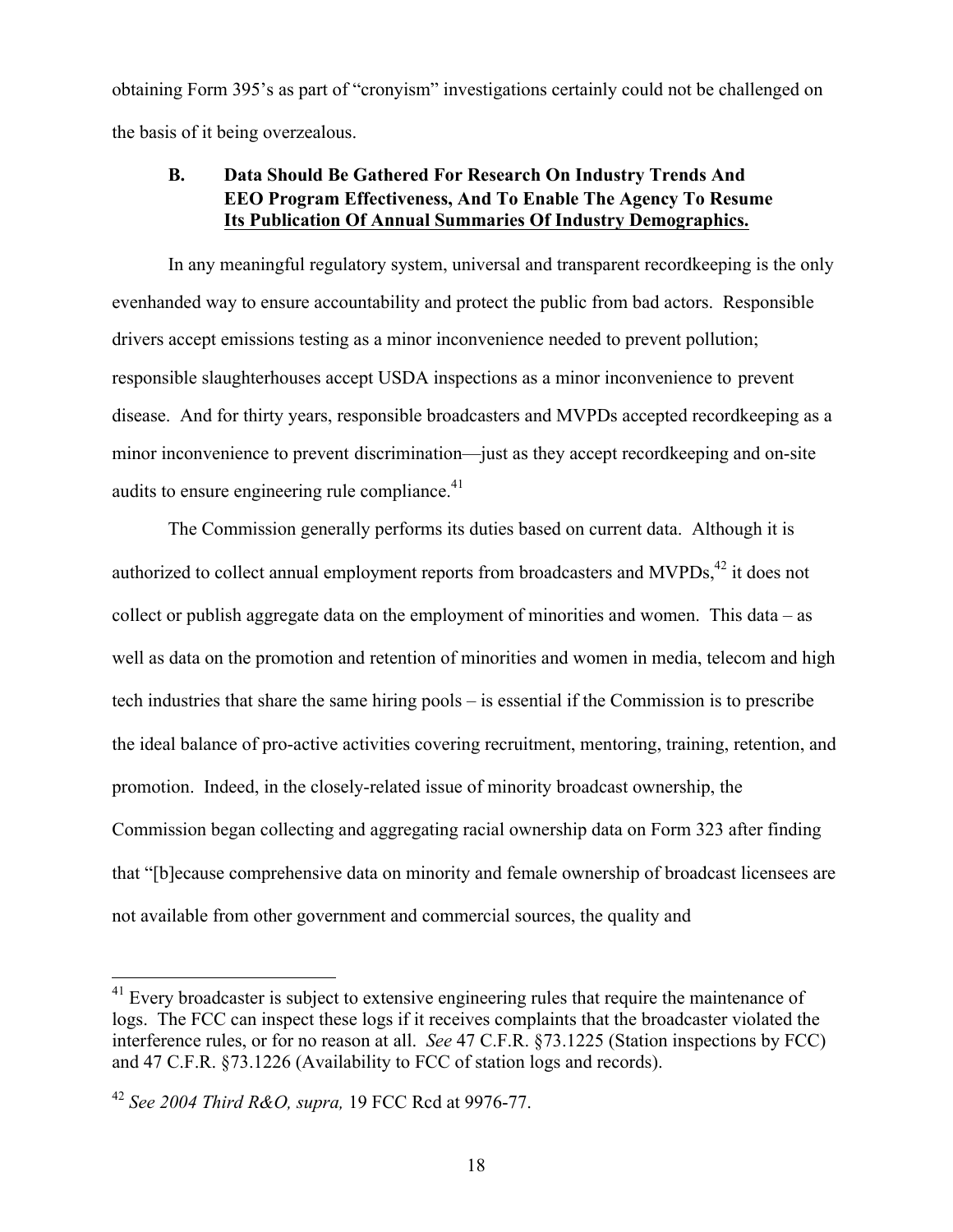obtaining Form 395's as part of "cronyism" investigations certainly could not be challenged on the basis of it being overzealous.

### B. Data Should Be Gathered For Research On Industry Trends And EEO Program Effectiveness, And To Enable The Agency To Resume Its Publication Of Annual Summaries Of Industry Demographics.

In any meaningful regulatory system, universal and transparent recordkeeping is the only evenhanded way to ensure accountability and protect the public from bad actors. Responsible drivers accept emissions testing as a minor inconvenience needed to prevent pollution; responsible slaughterhouses accept USDA inspections as a minor inconvenience to prevent disease. And for thirty years, responsible broadcasters and MVPDs accepted recordkeeping as a minor inconvenience to prevent discrimination—just as they accept recordkeeping and on-site audits to ensure engineering rule compliance.[41]

The Commission generally performs its duties based on current data. Although it is authorized to collect annual employment reports from broadcasters and MVPDs,[42] it does not collect or publish aggregate data on the employment of minorities and women. This data – as well as data on the promotion and retention of minorities and women in media, telecom and high tech industries that share the same hiring pools – is essential if the Commission is to prescribe the ideal balance of pro-active activities covering recruitment, mentoring, training, retention, and promotion. Indeed, in the closely-related issue of minority broadcast ownership, the Commission began collecting and aggregating racial ownership data on Form 323 after finding that "[b]ecause comprehensive data on minority and female ownership of broadcast licensees are not available from other government and commercial sources, the quality and

---

[41] Every broadcaster is subject to extensive engineering rules that require the maintenance of logs. The FCC can inspect these logs if it receives complaints that the broadcaster violated the interference rules, or for no reason at all. *See* 47 C.F.R. §73.1225 (Station inspections by FCC) and 47 C.F.R. §73.1226 (Availability to FCC of station logs and records).

[42] *See 2004 Third R&O, supra,* 19 FCC Rcd at 9976-77.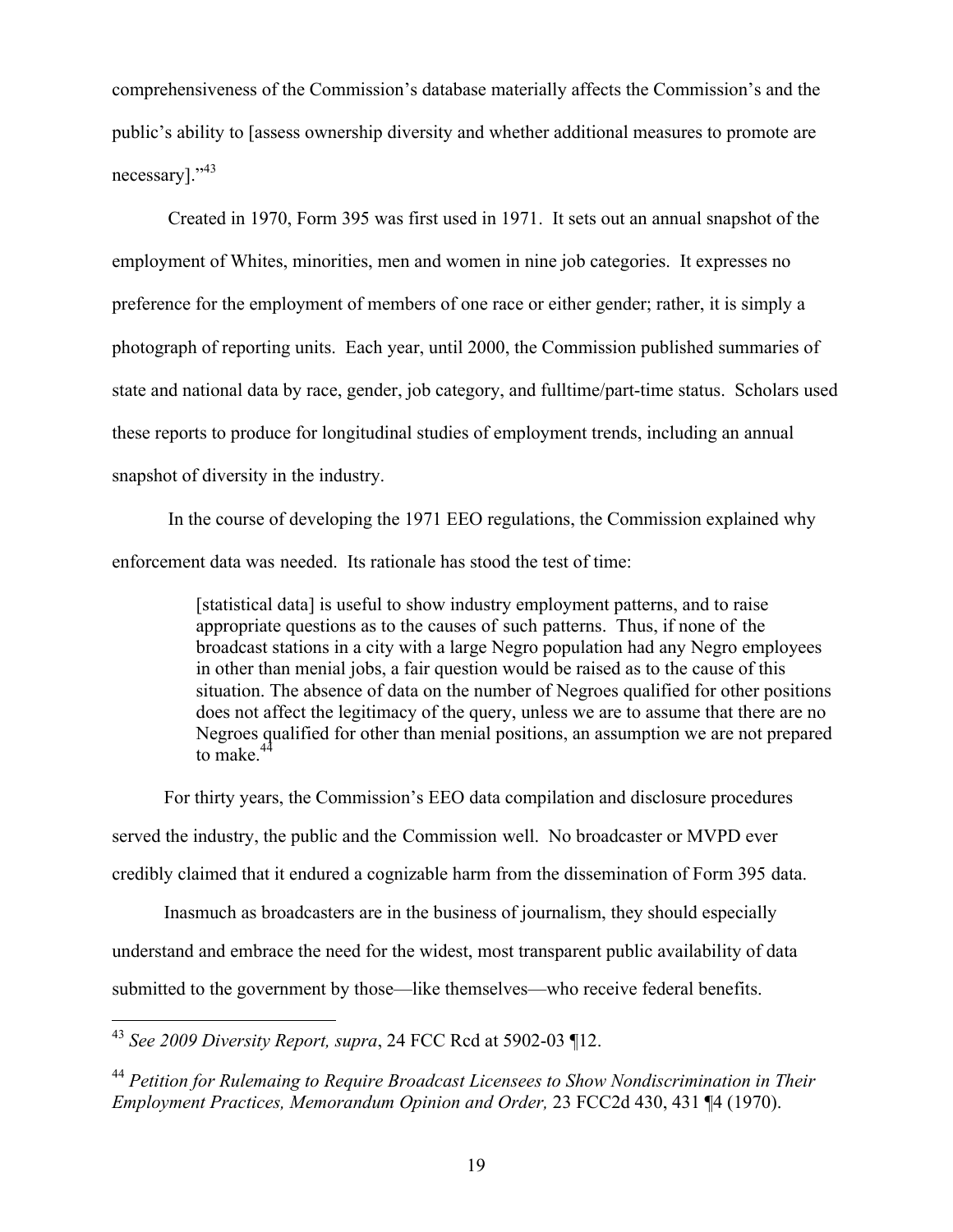comprehensiveness of the Commission's database materially affects the Commission's and the public's ability to [assess ownership diversity and whether additional measures to promote are necessary]."[43]

Created in 1970, Form 395 was first used in 1971. It sets out an annual snapshot of the employment of Whites, minorities, men and women in nine job categories. It expresses no preference for the employment of members of one race or either gender; rather, it is simply a photograph of reporting units. Each year, until 2000, the Commission published summaries of state and national data by race, gender, job category, and fulltime/part-time status. Scholars used these reports to produce for longitudinal studies of employment trends, including an annual snapshot of diversity in the industry.

In the course of developing the 1971 EEO regulations, the Commission explained why enforcement data was needed. Its rationale has stood the test of time:

> [statistical data] is useful to show industry employment patterns, and to raise appropriate questions as to the causes of such patterns. Thus, if none of the broadcast stations in a city with a large Negro population had any Negro employees in other than menial jobs, a fair question would be raised as to the cause of this situation. The absence of data on the number of Negroes qualified for other positions does not affect the legitimacy of the query, unless we are to assume that there are no Negroes qualified for other than menial positions, an assumption we are not prepared to make.[44]

For thirty years, the Commission's EEO data compilation and disclosure procedures served the industry, the public and the Commission well. No broadcaster or MVPD ever credibly claimed that it endured a cognizable harm from the dissemination of Form 395 data.

Inasmuch as broadcasters are in the business of journalism, they should especially understand and embrace the need for the widest, most transparent public availability of data submitted to the government by those—like themselves—who receive federal benefits.

---

[43] *See 2009 Diversity Report, supra*, 24 FCC Rcd at 5902-03 ¶12.

[44] *Petition for Rulemaing to Require Broadcast Licensees to Show Nondiscrimination in Their Employment Practices, Memorandum Opinion and Order,* 23 FCC2d 430, 431 ¶4 (1970).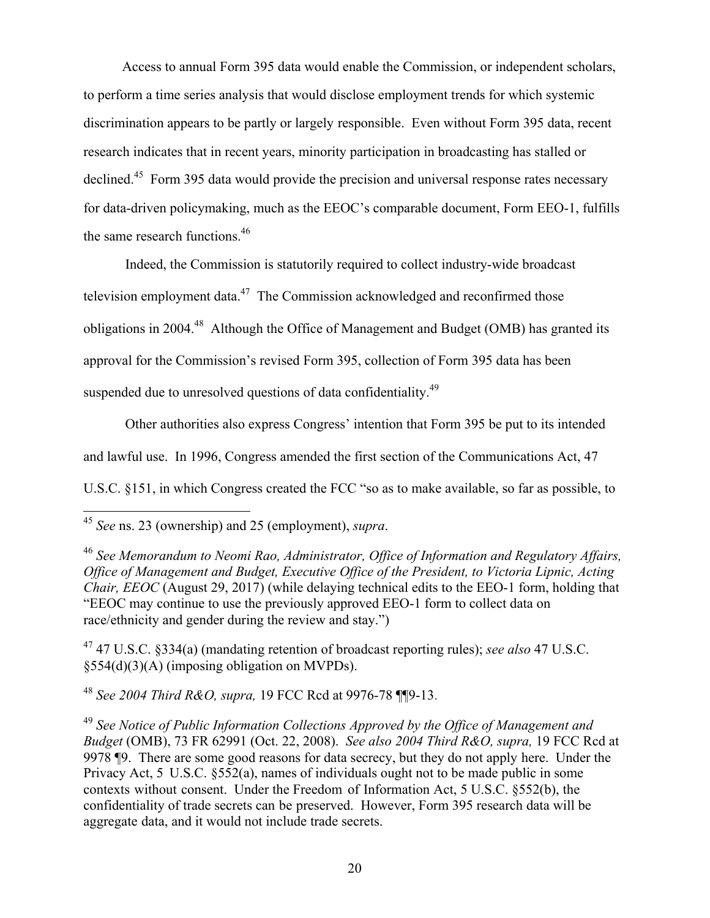Access to annual Form 395 data would enable the Commission, or independent scholars, to perform a time series analysis that would disclose employment trends for which systemic discrimination appears to be partly or largely responsible. Even without Form 395 data, recent research indicates that in recent years, minority participation in broadcasting has stalled or declined.[45] Form 395 data would provide the precision and universal response rates necessary for data-driven policymaking, much as the EEOC's comparable document, Form EEO-1, fulfills the same research functions.[46]

Indeed, the Commission is statutorily required to collect industry-wide broadcast television employment data.[47] The Commission acknowledged and reconfirmed those obligations in 2004.[48] Although the Office of Management and Budget (OMB) has granted its approval for the Commission's revised Form 395, collection of Form 395 data has been suspended due to unresolved questions of data confidentiality.[49]

Other authorities also express Congress' intention that Form 395 be put to its intended and lawful use. In 1996, Congress amended the first section of the Communications Act, 47 U.S.C. §151, in which Congress created the FCC "so as to make available, so far as possible, to

---

[45] *See* ns. 23 (ownership) and 25 (employment), *supra*.

[46] *See Memorandum to Neomi Rao, Administrator, Office of Information and Regulatory Affairs, Office of Management and Budget, Executive Office of the President, to Victoria Lipnic, Acting Chair, EEOC* (August 29, 2017) (while delaying technical edits to the EEO-1 form, holding that "EEOC may continue to use the previously approved EEO-1 form to collect data on race/ethnicity and gender during the review and stay.")

[47] 47 U.S.C. §334(a) (mandating retention of broadcast reporting rules); *see also* 47 U.S.C. §554(d)(3)(A) (imposing obligation on MVPDs).

[48] *See 2004 Third R&O, supra,* 19 FCC Rcd at 9976-78 ¶¶9-13.

[49] *See Notice of Public Information Collections Approved by the Office of Management and Budget* (OMB), 73 FR 62991 (Oct. 22, 2008). *See also 2004 Third R&O, supra,* 19 FCC Rcd at 9978 ¶9. There are some good reasons for data secrecy, but they do not apply here. Under the Privacy Act, 5 U.S.C. §552(a), names of individuals ought not to be made public in some contexts without consent. Under the Freedom of Information Act, 5 U.S.C. §552(b), the confidentiality of trade secrets can be preserved. However, Form 395 research data will be aggregate data, and it would not include trade secrets.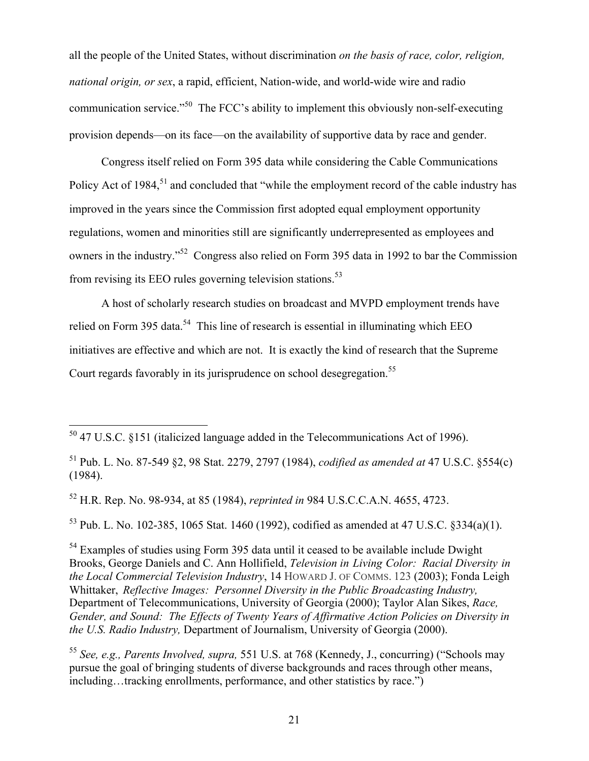all the people of the United States, without discrimination *on the basis of race, color, religion, national origin, or sex*, a rapid, efficient, Nation-wide, and world-wide wire and radio communication service."[50] The FCC's ability to implement this obviously non-self-executing provision depends—on its face—on the availability of supportive data by race and gender.

Congress itself relied on Form 395 data while considering the Cable Communications Policy Act of 1984,[51] and concluded that "while the employment record of the cable industry has improved in the years since the Commission first adopted equal employment opportunity regulations, women and minorities still are significantly underrepresented as employees and owners in the industry."[52] Congress also relied on Form 395 data in 1992 to bar the Commission from revising its EEO rules governing television stations.[53]

A host of scholarly research studies on broadcast and MVPD employment trends have relied on Form 395 data.[54] This line of research is essential in illuminating which EEO initiatives are effective and which are not. It is exactly the kind of research that the Supreme Court regards favorably in its jurisprudence on school desegregation.[55]

---

[50] 47 U.S.C. §151 (italicized language added in the Telecommunications Act of 1996).

[51] Pub. L. No. 87-549 §2, 98 Stat. 2279, 2797 (1984), *codified as amended at* 47 U.S.C. §554(c) (1984).

[52] H.R. Rep. No. 98-934, at 85 (1984), *reprinted in* 984 U.S.C.C.A.N. 4655, 4723.

[53] Pub. L. No. 102-385, 1065 Stat. 1460 (1992), codified as amended at 47 U.S.C. §334(a)(1).

[54] Examples of studies using Form 395 data until it ceased to be available include Dwight Brooks, George Daniels and C. Ann Hollifield, *Television in Living Color: Racial Diversity in the Local Commercial Television Industry*, 14 HOWARD J. OF COMMS. 123 (2003); Fonda Leigh Whittaker, *Reflective Images: Personnel Diversity in the Public Broadcasting Industry,* Department of Telecommunications, University of Georgia (2000); Taylor Alan Sikes, *Race, Gender, and Sound: The Effects of Twenty Years of Affirmative Action Policies on Diversity in the U.S. Radio Industry,* Department of Journalism, University of Georgia (2000).

[55] *See, e.g., Parents Involved, supra,* 551 U.S. at 768 (Kennedy, J., concurring) ("Schools may pursue the goal of bringing students of diverse backgrounds and races through other means, including…tracking enrollments, performance, and other statistics by race.")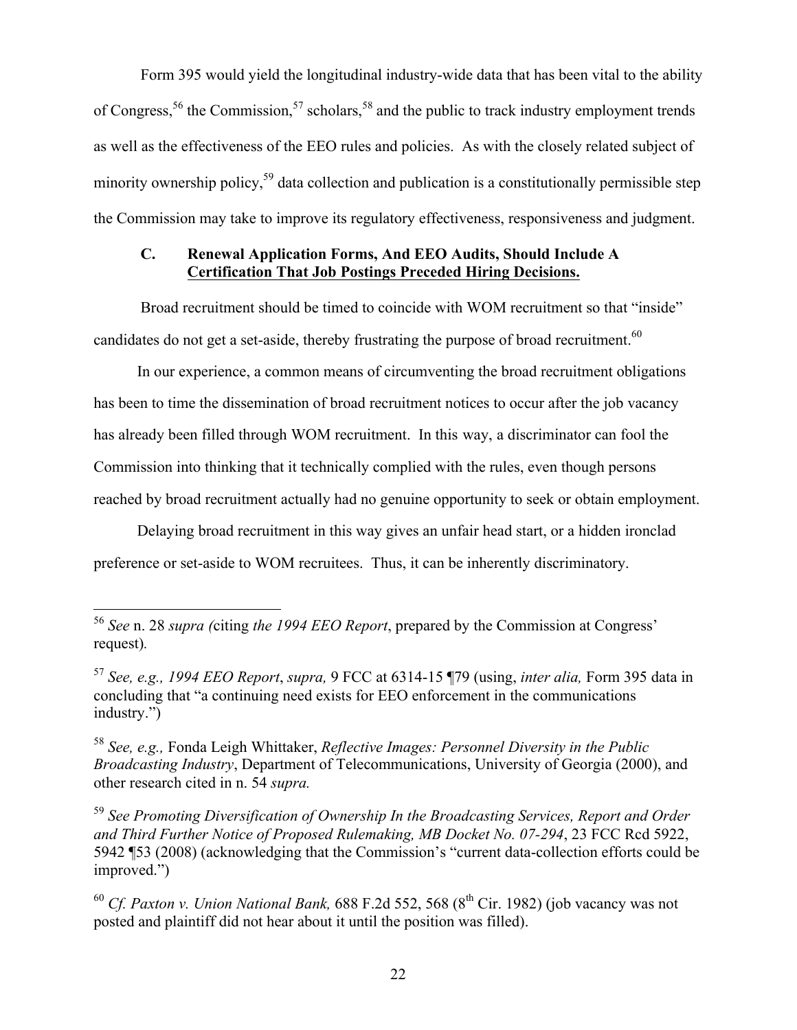Form 395 would yield the longitudinal industry-wide data that has been vital to the ability of Congress,[56] the Commission,[57] scholars,[58] and the public to track industry employment trends as well as the effectiveness of the EEO rules and policies. As with the closely related subject of minority ownership policy,[59] data collection and publication is a constitutionally permissible step the Commission may take to improve its regulatory effectiveness, responsiveness and judgment.

### C. Renewal Application Forms, And EEO Audits, Should Include A Certification That Job Postings Preceded Hiring Decisions.

Broad recruitment should be timed to coincide with WOM recruitment so that "inside" candidates do not get a set-aside, thereby frustrating the purpose of broad recruitment.[60]

In our experience, a common means of circumventing the broad recruitment obligations has been to time the dissemination of broad recruitment notices to occur after the job vacancy has already been filled through WOM recruitment. In this way, a discriminator can fool the Commission into thinking that it technically complied with the rules, even though persons reached by broad recruitment actually had no genuine opportunity to seek or obtain employment.

Delaying broad recruitment in this way gives an unfair head start, or a hidden ironclad preference or set-aside to WOM recruitees. Thus, it can be inherently discriminatory.

---

[56] *See* n. 28 *supra (*citing *the 1994 EEO Report*, prepared by the Commission at Congress' request).

[57] *See, e.g., 1994 EEO Report*, *supra,* 9 FCC at 6314-15 ¶79 (using, *inter alia,* Form 395 data in concluding that "a continuing need exists for EEO enforcement in the communications industry.")

[58] *See, e.g.,* Fonda Leigh Whittaker, *Reflective Images: Personnel Diversity in the Public Broadcasting Industry*, Department of Telecommunications, University of Georgia (2000), and other research cited in n. 54 *supra.*

[59] *See Promoting Diversification of Ownership In the Broadcasting Services, Report and Order and Third Further Notice of Proposed Rulemaking, MB Docket No. 07-294*, 23 FCC Rcd 5922, 5942 ¶53 (2008) (acknowledging that the Commission's "current data-collection efforts could be improved.")

[60] *Cf. Paxton v. Union National Bank,* 688 F.2d 552, 568 (8th Cir. 1982) (job vacancy was not posted and plaintiff did not hear about it until the position was filled).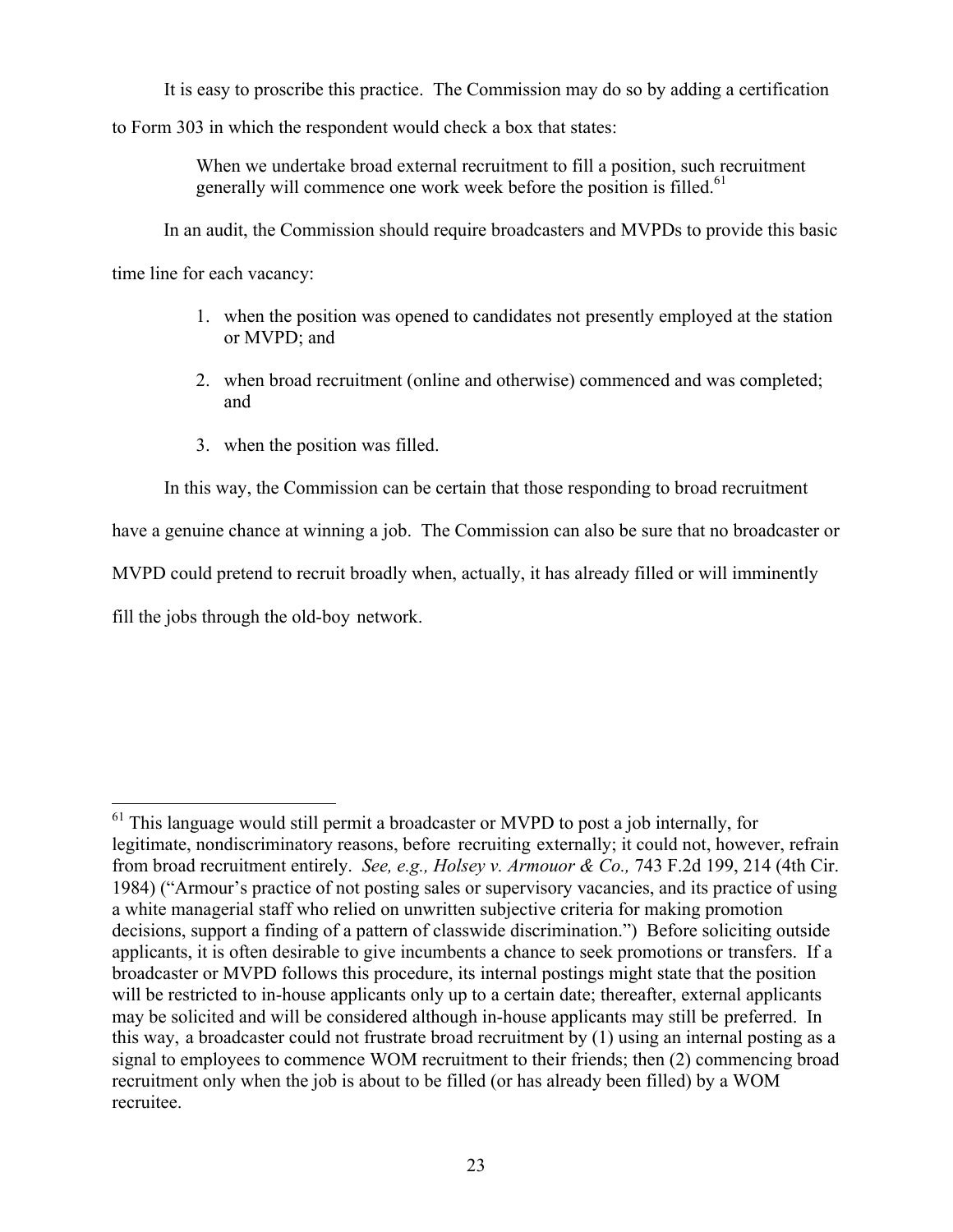It is easy to proscribe this practice. The Commission may do so by adding a certification to Form 303 in which the respondent would check a box that states:

> When we undertake broad external recruitment to fill a position, such recruitment generally will commence one work week before the position is filled.[61]

In an audit, the Commission should require broadcasters and MVPDs to provide this basic time line for each vacancy:

1. when the position was opened to candidates not presently employed at the station or MVPD; and
2. when broad recruitment (online and otherwise) commenced and was completed; and
3. when the position was filled.

In this way, the Commission can be certain that those responding to broad recruitment have a genuine chance at winning a job. The Commission can also be sure that no broadcaster or MVPD could pretend to recruit broadly when, actually, it has already filled or will imminently fill the jobs through the old-boy network.

---

[61] This language would still permit a broadcaster or MVPD to post a job internally, for legitimate, nondiscriminatory reasons, before recruiting externally; it could not, however, refrain from broad recruitment entirely. *See, e.g., Holsey v. Armouor & Co.,* 743 F.2d 199, 214 (4th Cir. 1984) ("Armour's practice of not posting sales or supervisory vacancies, and its practice of using a white managerial staff who relied on unwritten subjective criteria for making promotion decisions, support a finding of a pattern of classwide discrimination.") Before soliciting outside applicants, it is often desirable to give incumbents a chance to seek promotions or transfers. If a broadcaster or MVPD follows this procedure, its internal postings might state that the position will be restricted to in-house applicants only up to a certain date; thereafter, external applicants may be solicited and will be considered although in-house applicants may still be preferred. In this way, a broadcaster could not frustrate broad recruitment by (1) using an internal posting as a signal to employees to commence WOM recruitment to their friends; then (2) commencing broad recruitment only when the job is about to be filled (or has already been filled) by a WOM recruitee.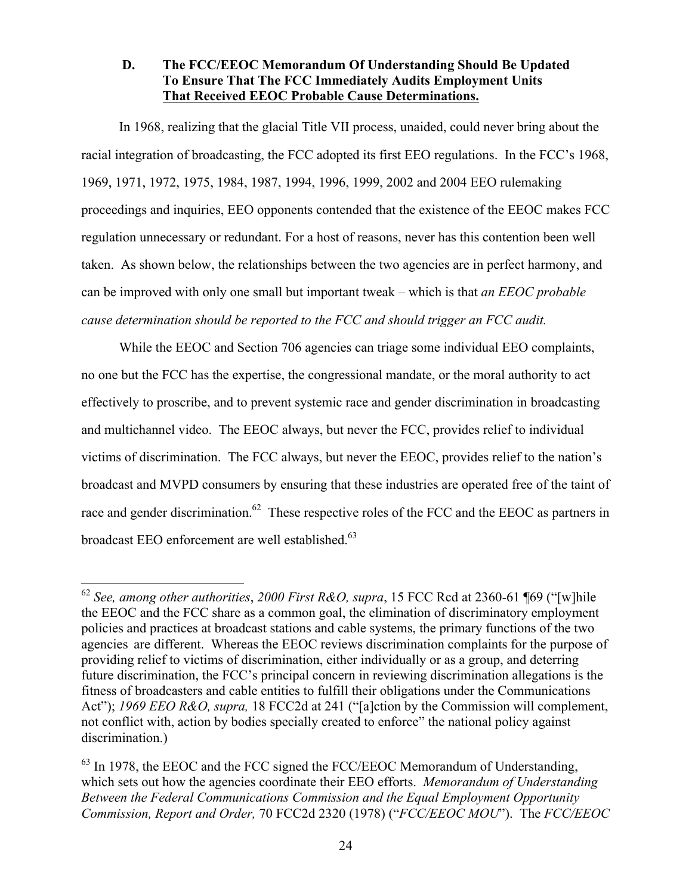### D. The FCC/EEOC Memorandum Of Understanding Should Be Updated To Ensure That The FCC Immediately Audits Employment Units That Received EEOC Probable Cause Determinations.

In 1968, realizing that the glacial Title VII process, unaided, could never bring about the racial integration of broadcasting, the FCC adopted its first EEO regulations. In the FCC's 1968, 1969, 1971, 1972, 1975, 1984, 1987, 1994, 1996, 1999, 2002 and 2004 EEO rulemaking proceedings and inquiries, EEO opponents contended that the existence of the EEOC makes FCC regulation unnecessary or redundant. For a host of reasons, never has this contention been well taken. As shown below, the relationships between the two agencies are in perfect harmony, and can be improved with only one small but important tweak – which is that *an EEOC probable cause determination should be reported to the FCC and should trigger an FCC audit.*

While the EEOC and Section 706 agencies can triage some individual EEO complaints, no one but the FCC has the expertise, the congressional mandate, or the moral authority to act effectively to proscribe, and to prevent systemic race and gender discrimination in broadcasting and multichannel video. The EEOC always, but never the FCC, provides relief to individual victims of discrimination. The FCC always, but never the EEOC, provides relief to the nation's broadcast and MVPD consumers by ensuring that these industries are operated free of the taint of race and gender discrimination.[62] These respective roles of the FCC and the EEOC as partners in broadcast EEO enforcement are well established.[63]

---

[62] *See, among other authorities*, *2000 First R&O, supra*, 15 FCC Rcd at 2360-61 ¶69 ("[w]hile the EEOC and the FCC share as a common goal, the elimination of discriminatory employment policies and practices at broadcast stations and cable systems, the primary functions of the two agencies are different. Whereas the EEOC reviews discrimination complaints for the purpose of providing relief to victims of discrimination, either individually or as a group, and deterring future discrimination, the FCC's principal concern in reviewing discrimination allegations is the fitness of broadcasters and cable entities to fulfill their obligations under the Communications Act"); *1969 EEO R&O, supra,* 18 FCC2d at 241 ("[a]ction by the Commission will complement, not conflict with, action by bodies specially created to enforce" the national policy against discrimination.)

[63] In 1978, the EEOC and the FCC signed the FCC/EEOC Memorandum of Understanding, which sets out how the agencies coordinate their EEO efforts. *Memorandum of Understanding Between the Federal Communications Commission and the Equal Employment Opportunity Commission, Report and Order,* 70 FCC2d 2320 (1978) ("*FCC/EEOC MOU*"). The *FCC/EEOC*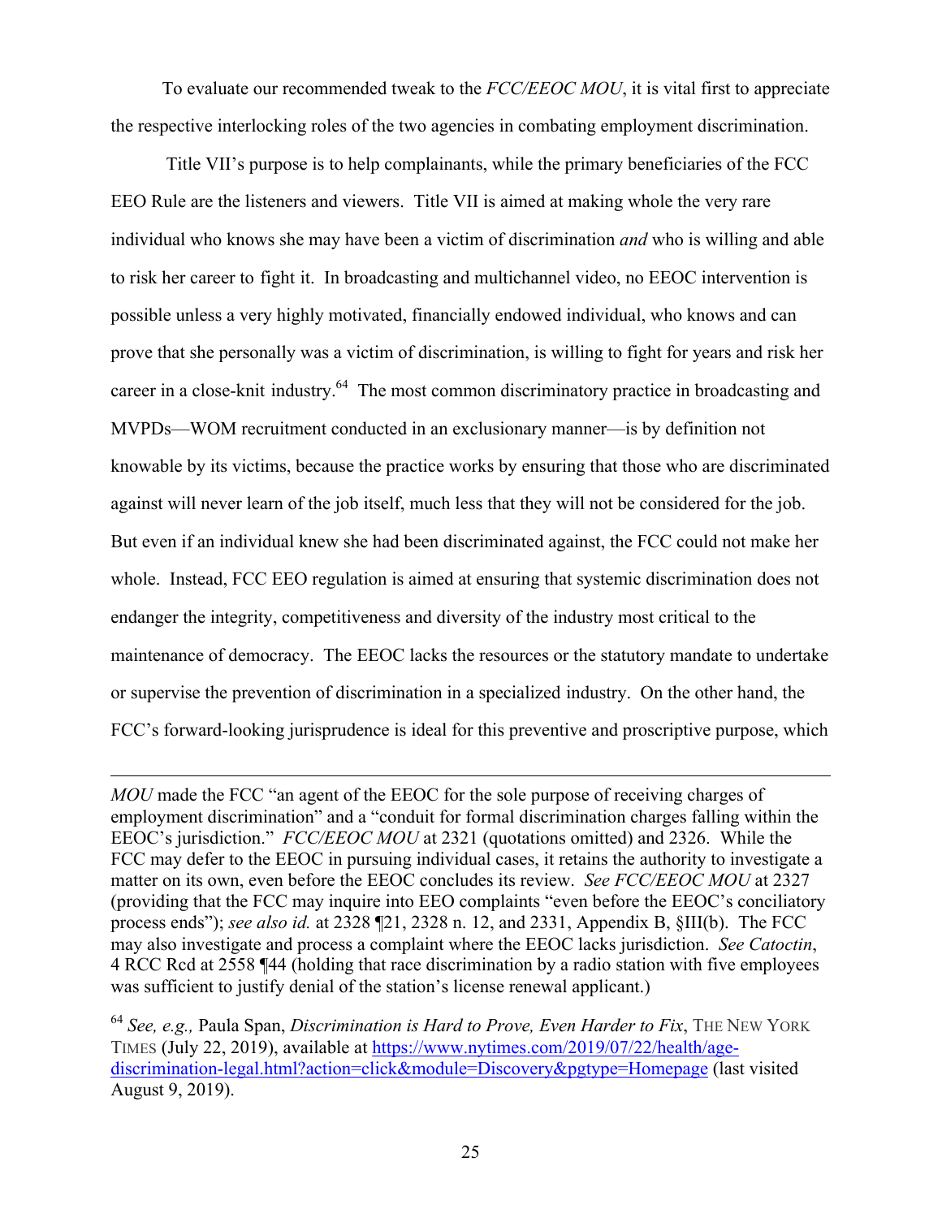To evaluate our recommended tweak to the *FCC/EEOC MOU*, it is vital first to appreciate the respective interlocking roles of the two agencies in combating employment discrimination.

Title VII's purpose is to help complainants, while the primary beneficiaries of the FCC EEO Rule are the listeners and viewers. Title VII is aimed at making whole the very rare individual who knows she may have been a victim of discrimination *and* who is willing and able to risk her career to fight it. In broadcasting and multichannel video, no EEOC intervention is possible unless a very highly motivated, financially endowed individual, who knows and can prove that she personally was a victim of discrimination, is willing to fight for years and risk her career in a close-knit industry.[64] The most common discriminatory practice in broadcasting and MVPDs—WOM recruitment conducted in an exclusionary manner—is by definition not knowable by its victims, because the practice works by ensuring that those who are discriminated against will never learn of the job itself, much less that they will not be considered for the job. But even if an individual knew she had been discriminated against, the FCC could not make her whole. Instead, FCC EEO regulation is aimed at ensuring that systemic discrimination does not endanger the integrity, competitiveness and diversity of the industry most critical to the maintenance of democracy. The EEOC lacks the resources or the statutory mandate to undertake or supervise the prevention of discrimination in a specialized industry. On the other hand, the FCC's forward-looking jurisprudence is ideal for this preventive and proscriptive purpose, which

---

*MOU* made the FCC "an agent of the EEOC for the sole purpose of receiving charges of employment discrimination" and a "conduit for formal discrimination charges falling within the EEOC's jurisdiction." *FCC/EEOC MOU* at 2321 (quotations omitted) and 2326. While the FCC may defer to the EEOC in pursuing individual cases, it retains the authority to investigate a matter on its own, even before the EEOC concludes its review. *See FCC/EEOC MOU* at 2327 (providing that the FCC may inquire into EEO complaints "even before the EEOC's conciliatory process ends"); *see also id.* at 2328 ¶21, 2328 n. 12, and 2331, Appendix B, §III(b). The FCC may also investigate and process a complaint where the EEOC lacks jurisdiction. *See Catoctin*, 4 RCC Rcd at 2558 ¶44 (holding that race discrimination by a radio station with five employees was sufficient to justify denial of the station's license renewal applicant.)

[64] *See, e.g.,* Paula Span, *Discrimination is Hard to Prove, Even Harder to Fix*, THE NEW YORK TIMES (July 22, 2019), available at https://www.nytimes.com/2019/07/22/health/age-discrimination-legal.html?action=click&module=Discovery&pgtype=Homepage (last visited August 9, 2019).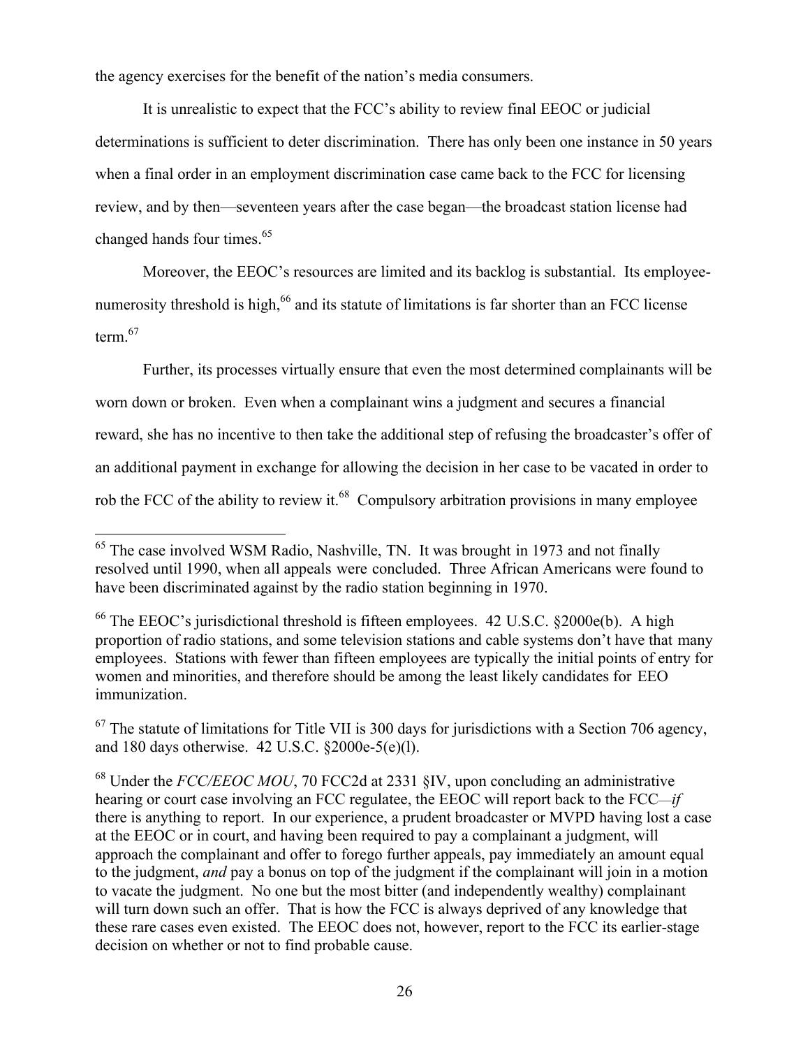the agency exercises for the benefit of the nation's media consumers.

It is unrealistic to expect that the FCC's ability to review final EEOC or judicial determinations is sufficient to deter discrimination. There has only been one instance in 50 years when a final order in an employment discrimination case came back to the FCC for licensing review, and by then—seventeen years after the case began—the broadcast station license had changed hands four times.[65]

Moreover, the EEOC's resources are limited and its backlog is substantial. Its employee-numerosity threshold is high,[66] and its statute of limitations is far shorter than an FCC license term.[67]

Further, its processes virtually ensure that even the most determined complainants will be worn down or broken. Even when a complainant wins a judgment and secures a financial reward, she has no incentive to then take the additional step of refusing the broadcaster's offer of an additional payment in exchange for allowing the decision in her case to be vacated in order to rob the FCC of the ability to review it.[68] Compulsory arbitration provisions in many employee

---

[65] The case involved WSM Radio, Nashville, TN. It was brought in 1973 and not finally resolved until 1990, when all appeals were concluded. Three African Americans were found to have been discriminated against by the radio station beginning in 1970.

[66] The EEOC's jurisdictional threshold is fifteen employees. 42 U.S.C. §2000e(b). A high proportion of radio stations, and some television stations and cable systems don't have that many employees. Stations with fewer than fifteen employees are typically the initial points of entry for women and minorities, and therefore should be among the least likely candidates for EEO immunization.

[67] The statute of limitations for Title VII is 300 days for jurisdictions with a Section 706 agency, and 180 days otherwise. 42 U.S.C. §2000e-5(e)(l).

[68] Under the *FCC/EEOC MOU*, 70 FCC2d at 2331 §IV, upon concluding an administrative hearing or court case involving an FCC regulatee, the EEOC will report back to the FCC—*if* there is anything to report. In our experience, a prudent broadcaster or MVPD having lost a case at the EEOC or in court, and having been required to pay a complainant a judgment, will approach the complainant and offer to forego further appeals, pay immediately an amount equal to the judgment, *and* pay a bonus on top of the judgment if the complainant will join in a motion to vacate the judgment. No one but the most bitter (and independently wealthy) complainant will turn down such an offer. That is how the FCC is always deprived of any knowledge that these rare cases even existed. The EEOC does not, however, report to the FCC its earlier-stage decision on whether or not to find probable cause.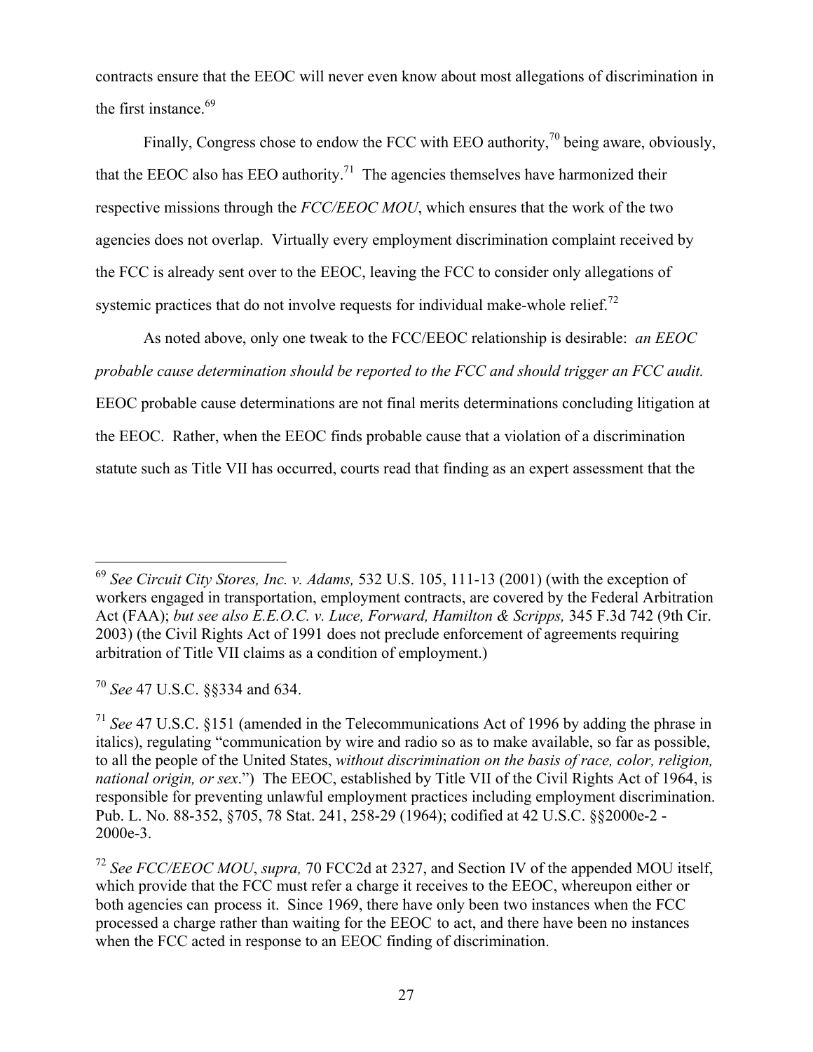contracts ensure that the EEOC will never even know about most allegations of discrimination in the first instance.[69]

Finally, Congress chose to endow the FCC with EEO authority,[70] being aware, obviously, that the EEOC also has EEO authority.[71] The agencies themselves have harmonized their respective missions through the *FCC/EEOC MOU*, which ensures that the work of the two agencies does not overlap. Virtually every employment discrimination complaint received by the FCC is already sent over to the EEOC, leaving the FCC to consider only allegations of systemic practices that do not involve requests for individual make-whole relief.[72]

As noted above, only one tweak to the FCC/EEOC relationship is desirable: *an EEOC probable cause determination should be reported to the FCC and should trigger an FCC audit.* EEOC probable cause determinations are not final merits determinations concluding litigation at the EEOC. Rather, when the EEOC finds probable cause that a violation of a discrimination statute such as Title VII has occurred, courts read that finding as an expert assessment that the

---

[69] *See Circuit City Stores, Inc. v. Adams,* 532 U.S. 105, 111-13 (2001) (with the exception of workers engaged in transportation, employment contracts, are covered by the Federal Arbitration Act (FAA); *but see also E.E.O.C. v. Luce, Forward, Hamilton & Scripps,* 345 F.3d 742 (9th Cir. 2003) (the Civil Rights Act of 1991 does not preclude enforcement of agreements requiring arbitration of Title VII claims as a condition of employment.)

[70] *See* 47 U.S.C. §§334 and 634.

[71] *See* 47 U.S.C. §151 (amended in the Telecommunications Act of 1996 by adding the phrase in italics), regulating "communication by wire and radio so as to make available, so far as possible, to all the people of the United States, *without discrimination on the basis of race, color, religion, national origin, or sex*.") The EEOC, established by Title VII of the Civil Rights Act of 1964, is responsible for preventing unlawful employment practices including employment discrimination. Pub. L. No. 88-352, §705, 78 Stat. 241, 258-29 (1964); codified at 42 U.S.C. §§2000e-2 - 2000e-3.

[72] *See FCC/EEOC MOU*, *supra,* 70 FCC2d at 2327, and Section IV of the appended MOU itself, which provide that the FCC must refer a charge it receives to the EEOC, whereupon either or both agencies can process it. Since 1969, there have only been two instances when the FCC processed a charge rather than waiting for the EEOC to act, and there have been no instances when the FCC acted in response to an EEOC finding of discrimination.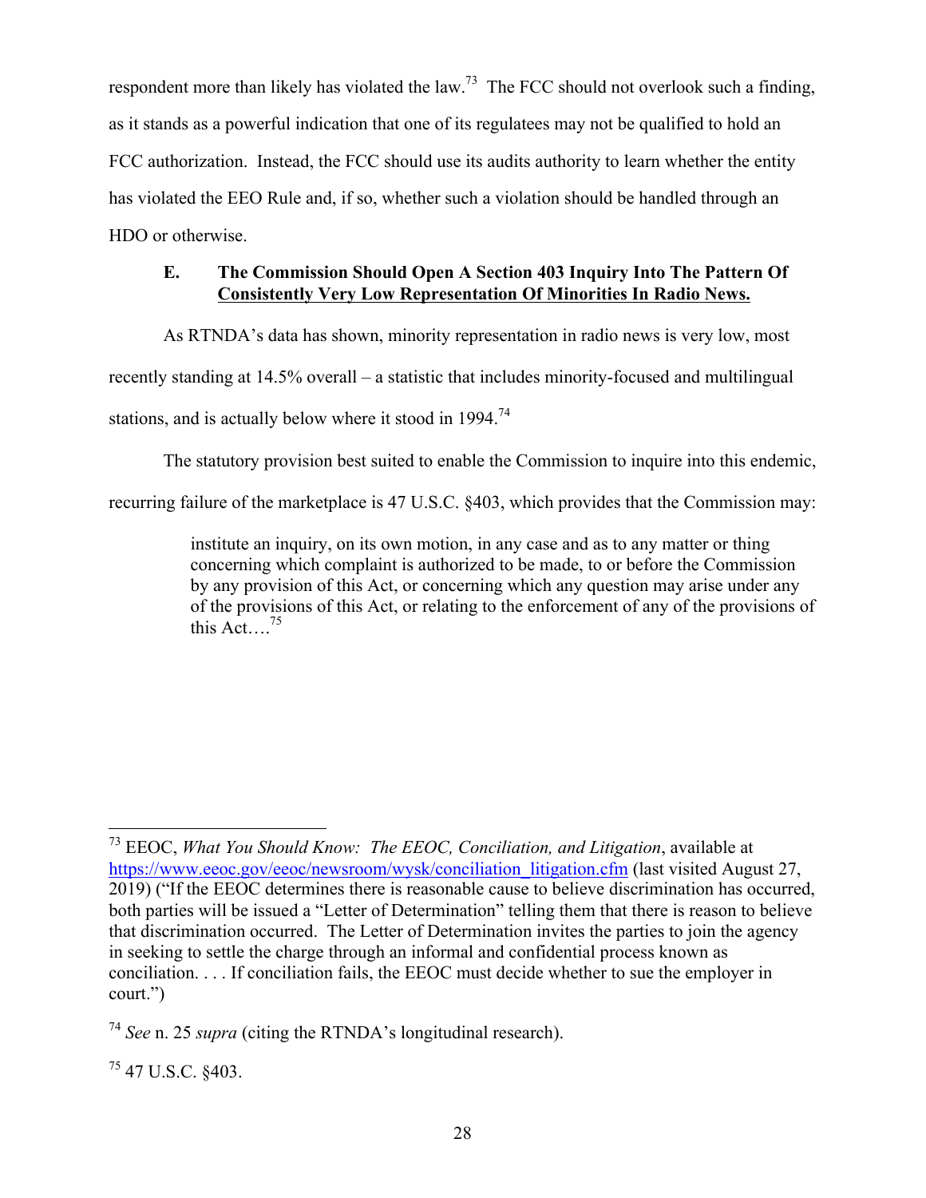respondent more than likely has violated the law.[73] The FCC should not overlook such a finding, as it stands as a powerful indication that one of its regulatees may not be qualified to hold an FCC authorization. Instead, the FCC should use its audits authority to learn whether the entity has violated the EEO Rule and, if so, whether such a violation should be handled through an HDO or otherwise.

### E. The Commission Should Open A Section 403 Inquiry Into The Pattern Of Consistently Very Low Representation Of Minorities In Radio News.

As RTNDA's data has shown, minority representation in radio news is very low, most recently standing at 14.5% overall – a statistic that includes minority-focused and multilingual stations, and is actually below where it stood in 1994.[74]

The statutory provision best suited to enable the Commission to inquire into this endemic, recurring failure of the marketplace is 47 U.S.C. §403, which provides that the Commission may:

> institute an inquiry, on its own motion, in any case and as to any matter or thing concerning which complaint is authorized to be made, to or before the Commission by any provision of this Act, or concerning which any question may arise under any of the provisions of this Act, or relating to the enforcement of any of the provisions of this Act….[75]

---

[73] EEOC, *What You Should Know: The EEOC, Conciliation, and Litigation*, available at https://www.eeoc.gov/eeoc/newsroom/wysk/conciliation_litigation.cfm (last visited August 27, 2019) ("If the EEOC determines there is reasonable cause to believe discrimination has occurred, both parties will be issued a "Letter of Determination" telling them that there is reason to believe that discrimination occurred. The Letter of Determination invites the parties to join the agency in seeking to settle the charge through an informal and confidential process known as conciliation. . . . If conciliation fails, the EEOC must decide whether to sue the employer in court.")

[74] *See* n. 25 *supra* (citing the RTNDA's longitudinal research).

[75] 47 U.S.C. §403.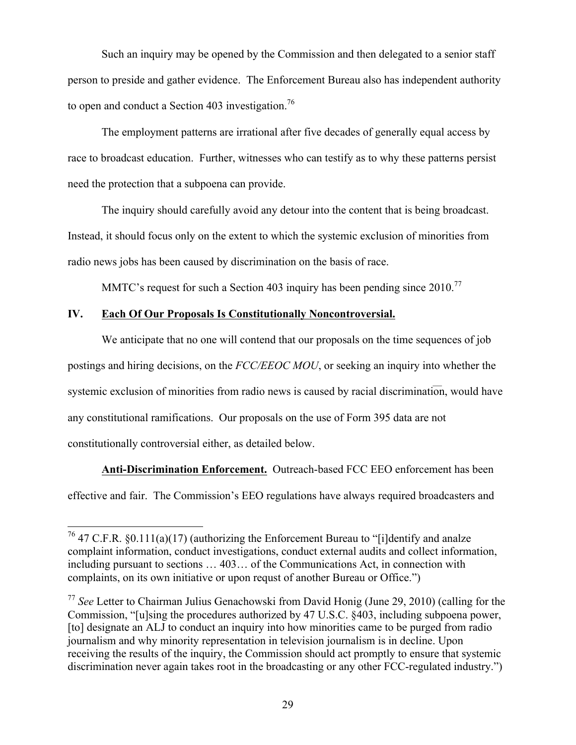Such an inquiry may be opened by the Commission and then delegated to a senior staff person to preside and gather evidence. The Enforcement Bureau also has independent authority to open and conduct a Section 403 investigation.[76]

The employment patterns are irrational after five decades of generally equal access by race to broadcast education. Further, witnesses who can testify as to why these patterns persist need the protection that a subpoena can provide.

The inquiry should carefully avoid any detour into the content that is being broadcast. Instead, it should focus only on the extent to which the systemic exclusion of minorities from radio news jobs has been caused by discrimination on the basis of race.

MMTC's request for such a Section 403 inquiry has been pending since 2010.[77]

## IV. <u>Each Of Our Proposals Is Constitutionally Noncontroversial.</u>

We anticipate that no one will contend that our proposals on the time sequences of job postings and hiring decisions, on the *FCC/EEOC MOU*, or seeking an inquiry into whether the systemic exclusion of minorities from radio news is caused by racial discrimination, would have any constitutional ramifications. Our proposals on the use of Form 395 data are not constitutionally controversial either, as detailed below.

**<u>Anti-Discrimination Enforcement.</u>** Outreach-based FCC EEO enforcement has been effective and fair. The Commission's EEO regulations have always required broadcasters and

---

[76] 47 C.F.R. §0.111(a)(17) (authorizing the Enforcement Bureau to "[i]dentify and analze complaint information, conduct investigations, conduct external audits and collect information, including pursuant to sections … 403… of the Communications Act, in connection with complaints, on its own initiative or upon requst of another Bureau or Office.")

[77] *See* Letter to Chairman Julius Genachowski from David Honig (June 29, 2010) (calling for the Commission, "[u]sing the procedures authorized by 47 U.S.C. §403, including subpoena power, [to] designate an ALJ to conduct an inquiry into how minorities came to be purged from radio journalism and why minority representation in television journalism is in decline. Upon receiving the results of the inquiry, the Commission should act promptly to ensure that systemic discrimination never again takes root in the broadcasting or any other FCC-regulated industry.")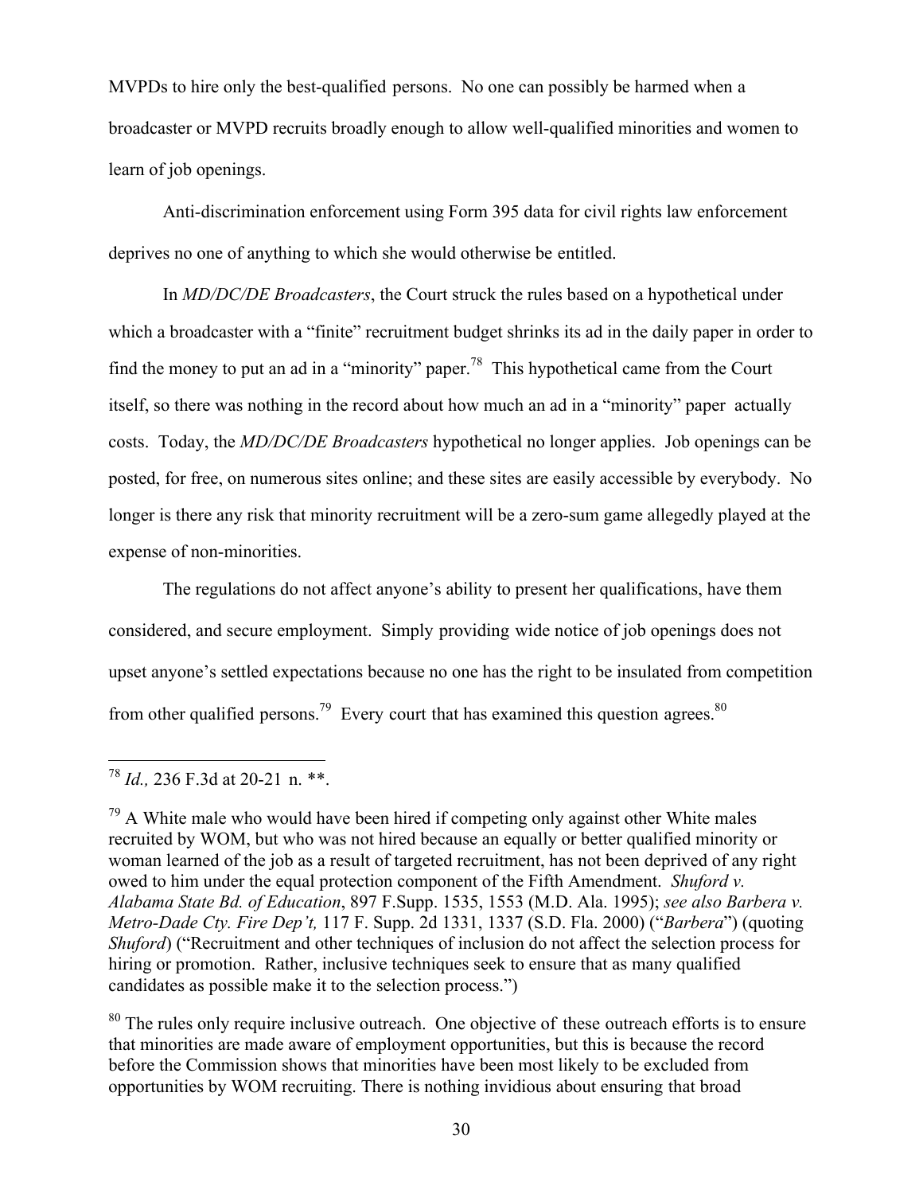MVPDs to hire only the best-qualified persons. No one can possibly be harmed when a broadcaster or MVPD recruits broadly enough to allow well-qualified minorities and women to learn of job openings.

Anti-discrimination enforcement using Form 395 data for civil rights law enforcement deprives no one of anything to which she would otherwise be entitled.

In *MD/DC/DE Broadcasters*, the Court struck the rules based on a hypothetical under which a broadcaster with a "finite" recruitment budget shrinks its ad in the daily paper in order to find the money to put an ad in a "minority" paper.[78] This hypothetical came from the Court itself, so there was nothing in the record about how much an ad in a "minority" paper actually costs. Today, the *MD/DC/DE Broadcasters* hypothetical no longer applies. Job openings can be posted, for free, on numerous sites online; and these sites are easily accessible by everybody. No longer is there any risk that minority recruitment will be a zero-sum game allegedly played at the expense of non-minorities.

The regulations do not affect anyone's ability to present her qualifications, have them considered, and secure employment. Simply providing wide notice of job openings does not upset anyone's settled expectations because no one has the right to be insulated from competition from other qualified persons.[79] Every court that has examined this question agrees.[80]

---

[78] *Id.,* 236 F.3d at 20-21 n. **.

[79] A White male who would have been hired if competing only against other White males recruited by WOM, but who was not hired because an equally or better qualified minority or woman learned of the job as a result of targeted recruitment, has not been deprived of any right owed to him under the equal protection component of the Fifth Amendment. *Shuford v. Alabama State Bd. of Education*, 897 F.Supp. 1535, 1553 (M.D. Ala. 1995); *see also Barbera v. Metro-Dade Cty. Fire Dep't,* 117 F. Supp. 2d 1331, 1337 (S.D. Fla. 2000) ("*Barbera*") (quoting *Shuford*) ("Recruitment and other techniques of inclusion do not affect the selection process for hiring or promotion. Rather, inclusive techniques seek to ensure that as many qualified candidates as possible make it to the selection process.")

[80] The rules only require inclusive outreach. One objective of these outreach efforts is to ensure that minorities are made aware of employment opportunities, but this is because the record before the Commission shows that minorities have been most likely to be excluded from opportunities by WOM recruiting. There is nothing invidious about ensuring that broad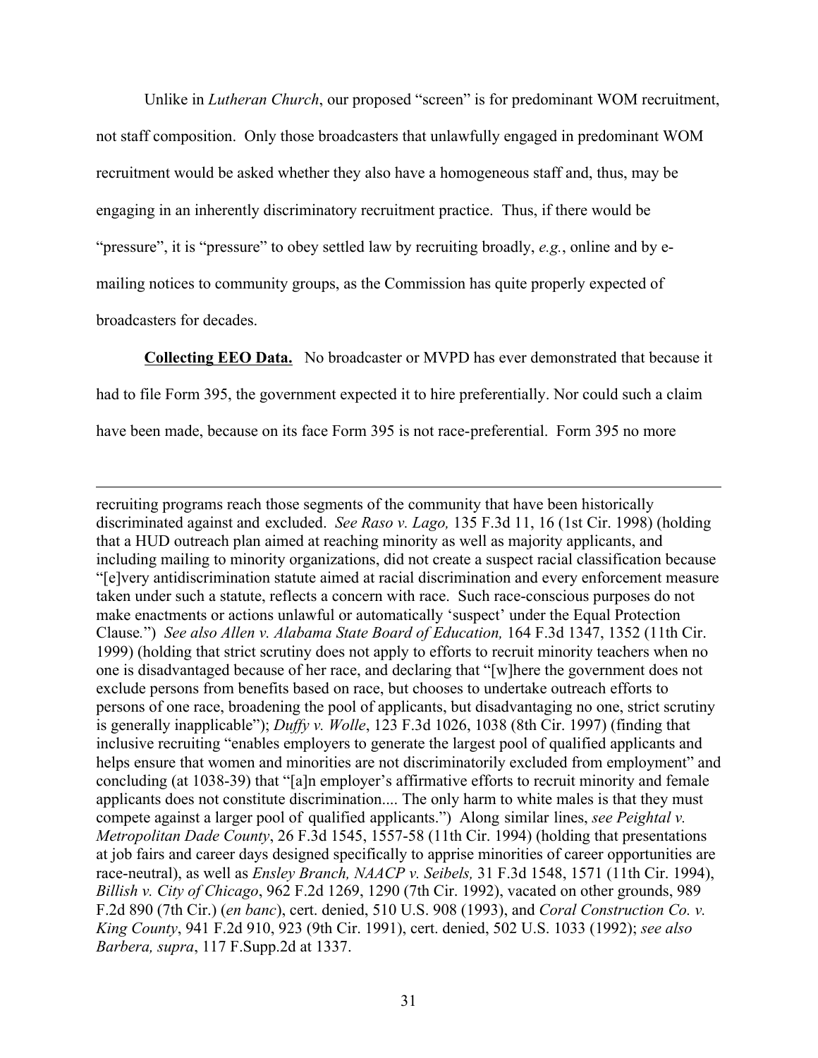Unlike in *Lutheran Church*, our proposed "screen" is for predominant WOM recruitment, not staff composition. Only those broadcasters that unlawfully engaged in predominant WOM recruitment would be asked whether they also have a homogeneous staff and, thus, may be engaging in an inherently discriminatory recruitment practice. Thus, if there would be "pressure", it is "pressure" to obey settled law by recruiting broadly, *e.g.*, online and by e-mailing notices to community groups, as the Commission has quite properly expected of broadcasters for decades.

**Collecting EEO Data.** No broadcaster or MVPD has ever demonstrated that because it had to file Form 395, the government expected it to hire preferentially. Nor could such a claim have been made, because on its face Form 395 is not race-preferential. Form 395 no more

---

recruiting programs reach those segments of the community that have been historically discriminated against and excluded. *See Raso v. Lago,* 135 F.3d 11, 16 (1st Cir. 1998) (holding that a HUD outreach plan aimed at reaching minority as well as majority applicants, and including mailing to minority organizations, did not create a suspect racial classification because "[e]very antidiscrimination statute aimed at racial discrimination and every enforcement measure taken under such a statute, reflects a concern with race. Such race-conscious purposes do not make enactments or actions unlawful or automatically 'suspect' under the Equal Protection Clause.") *See also Allen v. Alabama State Board of Education,* 164 F.3d 1347, 1352 (11th Cir. 1999) (holding that strict scrutiny does not apply to efforts to recruit minority teachers when no one is disadvantaged because of her race, and declaring that "[w]here the government does not exclude persons from benefits based on race, but chooses to undertake outreach efforts to persons of one race, broadening the pool of applicants, but disadvantaging no one, strict scrutiny is generally inapplicable"); *Duffy v. Wolle*, 123 F.3d 1026, 1038 (8th Cir. 1997) (finding that inclusive recruiting "enables employers to generate the largest pool of qualified applicants and helps ensure that women and minorities are not discriminatorily excluded from employment" and concluding (at 1038-39) that "[a]n employer's affirmative efforts to recruit minority and female applicants does not constitute discrimination.... The only harm to white males is that they must compete against a larger pool of qualified applicants.") Along similar lines, *see Peightal v. Metropolitan Dade County*, 26 F.3d 1545, 1557-58 (11th Cir. 1994) (holding that presentations at job fairs and career days designed specifically to apprise minorities of career opportunities are race-neutral), as well as *Ensley Branch, NAACP v. Seibels,* 31 F.3d 1548, 1571 (11th Cir. 1994), *Billish v. City of Chicago*, 962 F.2d 1269, 1290 (7th Cir. 1992), vacated on other grounds, 989 F.2d 890 (7th Cir.) (*en banc*), cert. denied, 510 U.S. 908 (1993), and *Coral Construction Co. v. King County*, 941 F.2d 910, 923 (9th Cir. 1991), cert. denied, 502 U.S. 1033 (1992); *see also Barbera, supra*, 117 F.Supp.2d at 1337.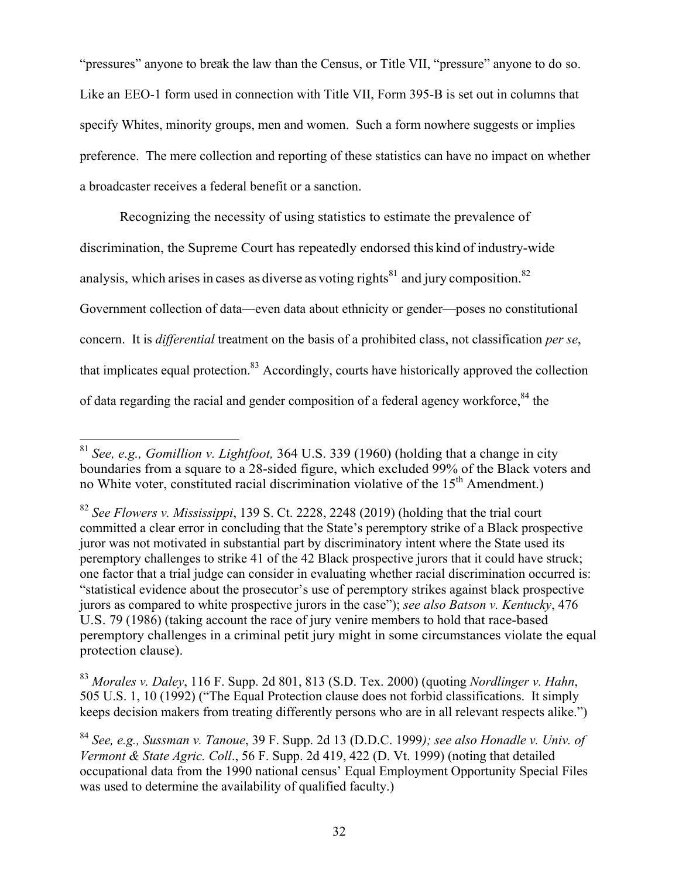"pressures" anyone to break the law than the Census, or Title VII, "pressure" anyone to do so. Like an EEO-1 form used in connection with Title VII, Form 395-B is set out in columns that specify Whites, minority groups, men and women. Such a form nowhere suggests or implies preference. The mere collection and reporting of these statistics can have no impact on whether a broadcaster receives a federal benefit or a sanction.

Recognizing the necessity of using statistics to estimate the prevalence of discrimination, the Supreme Court has repeatedly endorsed this kind of industry-wide analysis, which arises in cases as diverse as voting rights[81] and jury composition.[82] Government collection of data—even data about ethnicity or gender—poses no constitutional concern. It is *differential* treatment on the basis of a prohibited class, not classification *per se*, that implicates equal protection.[83] Accordingly, courts have historically approved the collection of data regarding the racial and gender composition of a federal agency workforce,[84] the

---

[81] *See, e.g., Gomillion v. Lightfoot,* 364 U.S. 339 (1960) (holding that a change in city boundaries from a square to a 28-sided figure, which excluded 99% of the Black voters and no White voter, constituted racial discrimination violative of the 15th Amendment.)

[82] *See Flowers v. Mississippi*, 139 S. Ct. 2228, 2248 (2019) (holding that the trial court committed a clear error in concluding that the State's peremptory strike of a Black prospective juror was not motivated in substantial part by discriminatory intent where the State used its peremptory challenges to strike 41 of the 42 Black prospective jurors that it could have struck; one factor that a trial judge can consider in evaluating whether racial discrimination occurred is: "statistical evidence about the prosecutor's use of peremptory strikes against black prospective jurors as compared to white prospective jurors in the case"); *see also Batson v. Kentucky*, 476 U.S. 79 (1986) (taking account the race of jury venire members to hold that race-based peremptory challenges in a criminal petit jury might in some circumstances violate the equal protection clause).

[83] *Morales v. Daley*, 116 F. Supp. 2d 801, 813 (S.D. Tex. 2000) (quoting *Nordlinger v. Hahn*, 505 U.S. 1, 10 (1992) ("The Equal Protection clause does not forbid classifications. It simply keeps decision makers from treating differently persons who are in all relevant respects alike.")

[84] *See, e.g., Sussman v. Tanoue*, 39 F. Supp. 2d 13 (D.D.C. 1999*); see also Honadle v. Univ. of Vermont & State Agric. Coll*., 56 F. Supp. 2d 419, 422 (D. Vt. 1999) (noting that detailed occupational data from the 1990 national census' Equal Employment Opportunity Special Files was used to determine the availability of qualified faculty.)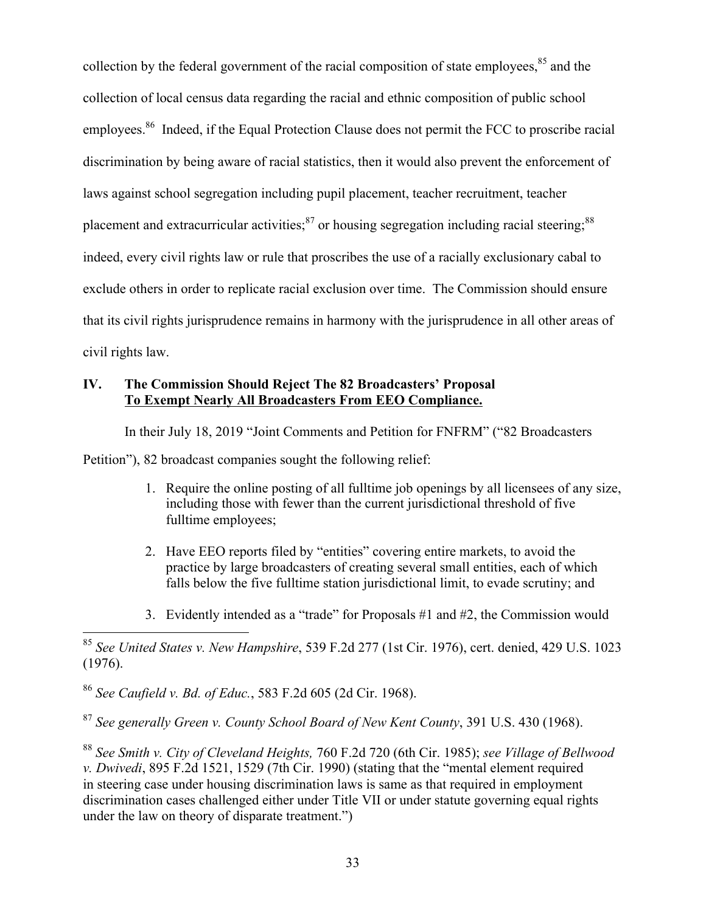collection by the federal government of the racial composition of state employees,[85] and the collection of local census data regarding the racial and ethnic composition of public school employees.[86] Indeed, if the Equal Protection Clause does not permit the FCC to proscribe racial discrimination by being aware of racial statistics, then it would also prevent the enforcement of laws against school segregation including pupil placement, teacher recruitment, teacher placement and extracurricular activities;[87] or housing segregation including racial steering;[88] indeed, every civil rights law or rule that proscribes the use of a racially exclusionary cabal to exclude others in order to replicate racial exclusion over time. The Commission should ensure that its civil rights jurisprudence remains in harmony with the jurisprudence in all other areas of civil rights law.

## IV. The Commission Should Reject The 82 Broadcasters' Proposal To Exempt Nearly All Broadcasters From EEO Compliance.

In their July 18, 2019 "Joint Comments and Petition for FNFRM" ("82 Broadcasters Petition"), 82 broadcast companies sought the following relief:

1. Require the online posting of all fulltime job openings by all licensees of any size, including those with fewer than the current jurisdictional threshold of five fulltime employees;

2. Have EEO reports filed by "entities" covering entire markets, to avoid the practice by large broadcasters of creating several small entities, each of which falls below the five fulltime station jurisdictional limit, to evade scrutiny; and

3. Evidently intended as a "trade" for Proposals #1 and #2, the Commission would

---

[85] *See United States v. New Hampshire*, 539 F.2d 277 (1st Cir. 1976), cert. denied, 429 U.S. 1023 (1976).

[86] *See Caufield v. Bd. of Educ.*, 583 F.2d 605 (2d Cir. 1968).

[87] *See generally Green v. County School Board of New Kent County*, 391 U.S. 430 (1968).

[88] *See Smith v. City of Cleveland Heights,* 760 F.2d 720 (6th Cir. 1985); *see Village of Bellwood v. Dwivedi*, 895 F.2d 1521, 1529 (7th Cir. 1990) (stating that the "mental element required in steering case under housing discrimination laws is same as that required in employment discrimination cases challenged either under Title VII or under statute governing equal rights under the law on theory of disparate treatment.")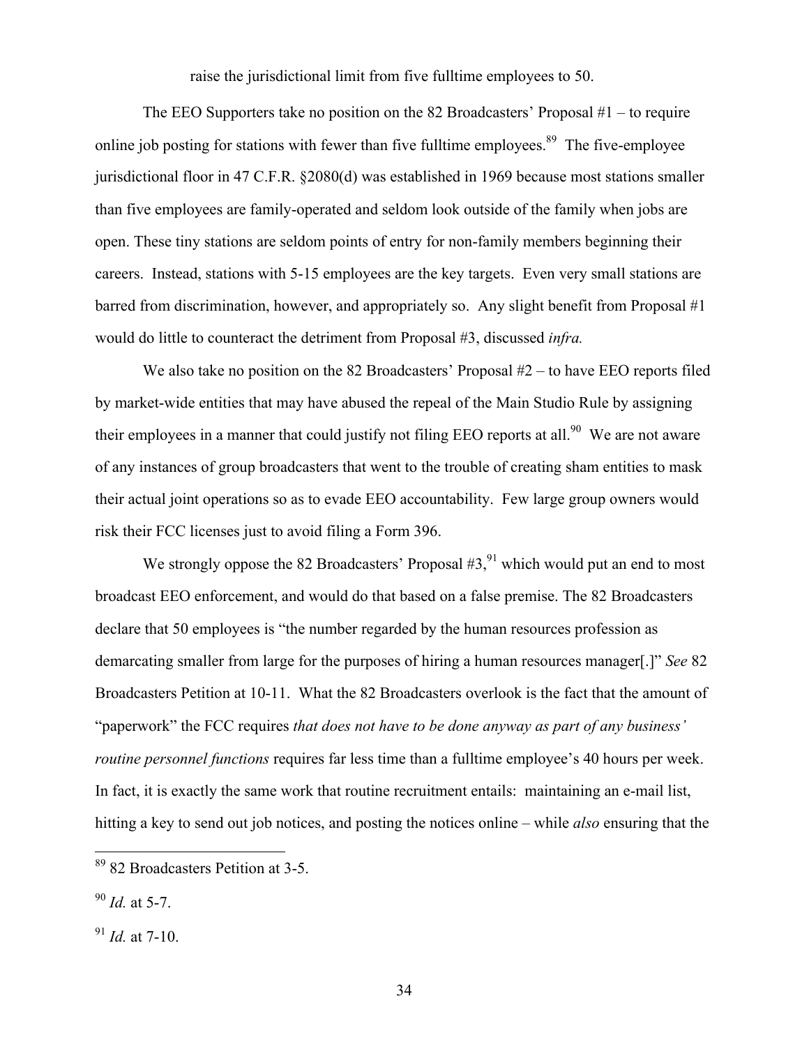raise the jurisdictional limit from five fulltime employees to 50.

The EEO Supporters take no position on the 82 Broadcasters' Proposal #1 – to require online job posting for stations with fewer than five fulltime employees.[89] The five-employee jurisdictional floor in 47 C.F.R. §2080(d) was established in 1969 because most stations smaller than five employees are family-operated and seldom look outside of the family when jobs are open. These tiny stations are seldom points of entry for non-family members beginning their careers. Instead, stations with 5-15 employees are the key targets. Even very small stations are barred from discrimination, however, and appropriately so. Any slight benefit from Proposal #1 would do little to counteract the detriment from Proposal #3, discussed *infra.*

We also take no position on the 82 Broadcasters' Proposal #2 – to have EEO reports filed by market-wide entities that may have abused the repeal of the Main Studio Rule by assigning their employees in a manner that could justify not filing EEO reports at all.[90] We are not aware of any instances of group broadcasters that went to the trouble of creating sham entities to mask their actual joint operations so as to evade EEO accountability. Few large group owners would risk their FCC licenses just to avoid filing a Form 396.

We strongly oppose the 82 Broadcasters' Proposal #3,[91] which would put an end to most broadcast EEO enforcement, and would do that based on a false premise. The 82 Broadcasters declare that 50 employees is "the number regarded by the human resources profession as demarcating smaller from large for the purposes of hiring a human resources manager[.]" *See* 82 Broadcasters Petition at 10-11. What the 82 Broadcasters overlook is the fact that the amount of "paperwork" the FCC requires *that does not have to be done anyway as part of any business' routine personnel functions* requires far less time than a fulltime employee's 40 hours per week. In fact, it is exactly the same work that routine recruitment entails: maintaining an e-mail list, hitting a key to send out job notices, and posting the notices online – while *also* ensuring that the

[89] 82 Broadcasters Petition at 3-5.

[90] *Id.* at 5-7.

[91] *Id.* at 7-10.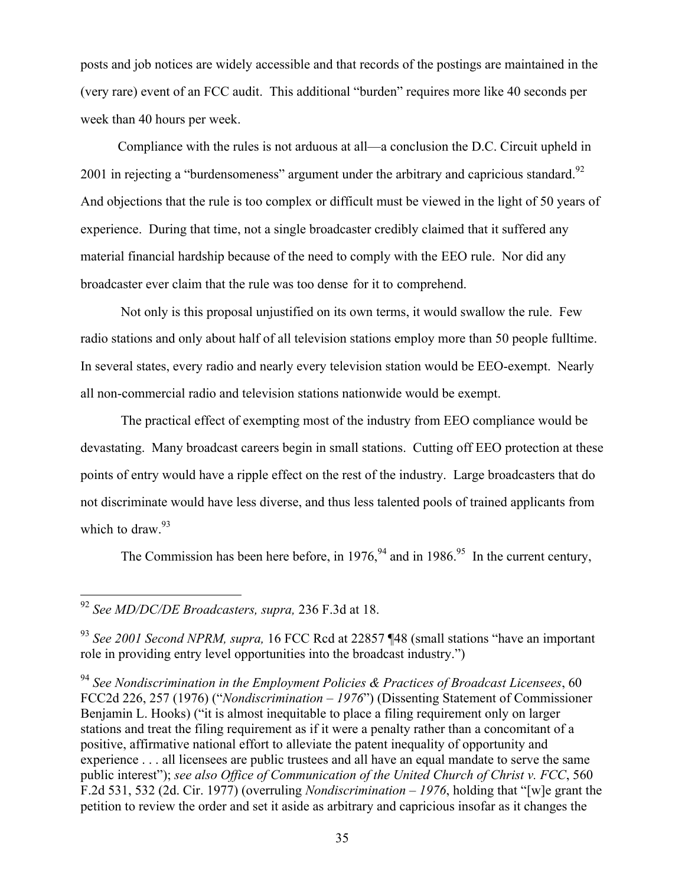posts and job notices are widely accessible and that records of the postings are maintained in the (very rare) event of an FCC audit. This additional "burden" requires more like 40 seconds per week than 40 hours per week.

Compliance with the rules is not arduous at all—a conclusion the D.C. Circuit upheld in 2001 in rejecting a "burdensomeness" argument under the arbitrary and capricious standard.[92] And objections that the rule is too complex or difficult must be viewed in the light of 50 years of experience. During that time, not a single broadcaster credibly claimed that it suffered any material financial hardship because of the need to comply with the EEO rule. Nor did any broadcaster ever claim that the rule was too dense for it to comprehend.

Not only is this proposal unjustified on its own terms, it would swallow the rule. Few radio stations and only about half of all television stations employ more than 50 people fulltime. In several states, every radio and nearly every television station would be EEO-exempt. Nearly all non-commercial radio and television stations nationwide would be exempt.

The practical effect of exempting most of the industry from EEO compliance would be devastating. Many broadcast careers begin in small stations. Cutting off EEO protection at these points of entry would have a ripple effect on the rest of the industry. Large broadcasters that do not discriminate would have less diverse, and thus less talented pools of trained applicants from which to draw.[93]

The Commission has been here before, in 1976,[94] and in 1986.[95] In the current century,

---

[92] *See MD/DC/DE Broadcasters, supra,* 236 F.3d at 18.

[93] *See 2001 Second NPRM, supra,* 16 FCC Rcd at 22857 ¶48 (small stations "have an important role in providing entry level opportunities into the broadcast industry.")

[94] *See Nondiscrimination in the Employment Policies & Practices of Broadcast Licensees*, 60 FCC2d 226, 257 (1976) ("*Nondiscrimination – 1976*") (Dissenting Statement of Commissioner Benjamin L. Hooks) ("it is almost inequitable to place a filing requirement only on larger stations and treat the filing requirement as if it were a penalty rather than a concomitant of a positive, affirmative national effort to alleviate the patent inequality of opportunity and experience . . . all licensees are public trustees and all have an equal mandate to serve the same public interest"); *see also Office of Communication of the United Church of Christ v. FCC*, 560 F.2d 531, 532 (2d. Cir. 1977) (overruling *Nondiscrimination – 1976*, holding that "[w]e grant the petition to review the order and set it aside as arbitrary and capricious insofar as it changes the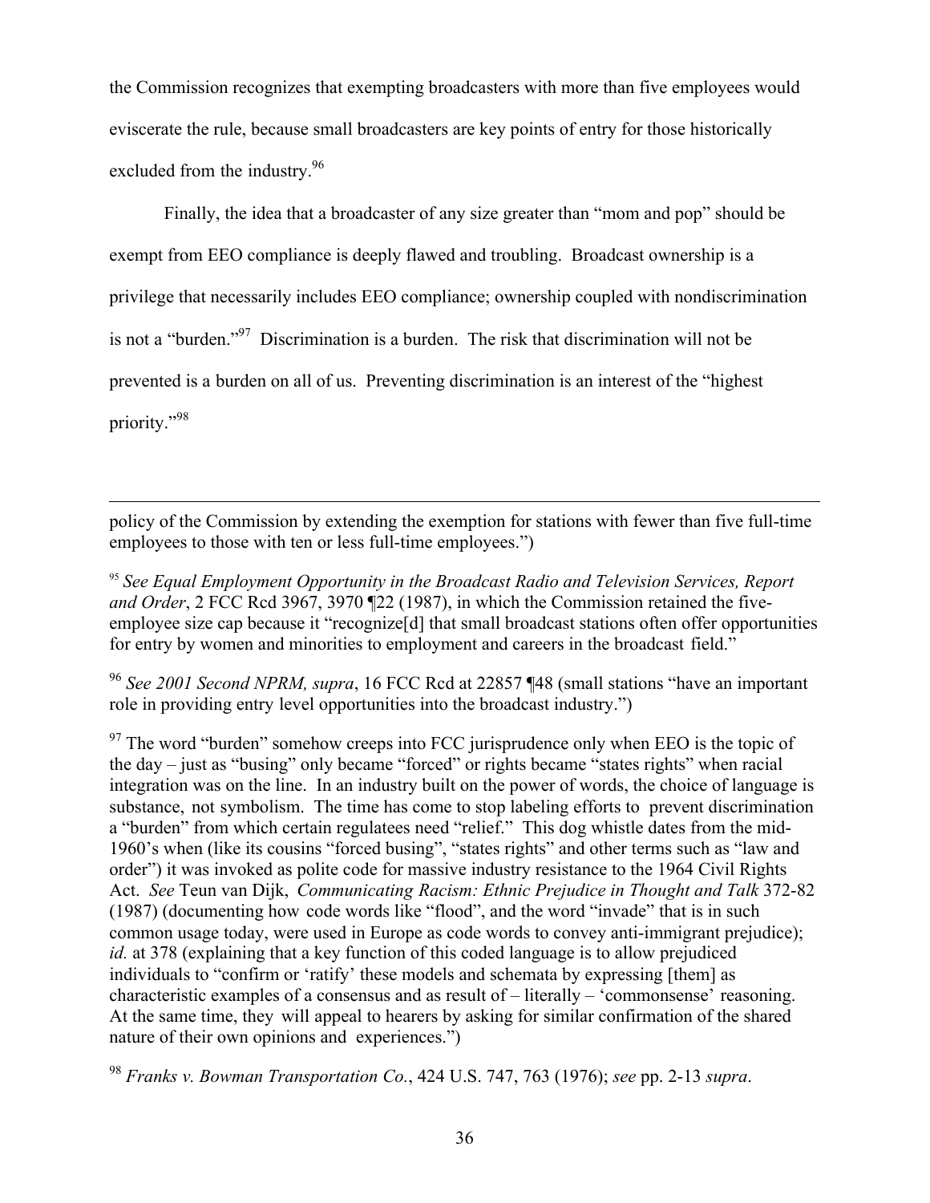the Commission recognizes that exempting broadcasters with more than five employees would eviscerate the rule, because small broadcasters are key points of entry for those historically excluded from the industry.[96]

Finally, the idea that a broadcaster of any size greater than "mom and pop" should be exempt from EEO compliance is deeply flawed and troubling. Broadcast ownership is a privilege that necessarily includes EEO compliance; ownership coupled with nondiscrimination is not a "burden."[97] Discrimination is a burden. The risk that discrimination will not be prevented is a burden on all of us. Preventing discrimination is an interest of the "highest priority."[98]

---

policy of the Commission by extending the exemption for stations with fewer than five full-time employees to those with ten or less full-time employees.")

[95] *See Equal Employment Opportunity in the Broadcast Radio and Television Services, Report and Order*, 2 FCC Rcd 3967, 3970 ¶22 (1987), in which the Commission retained the five-employee size cap because it "recognize[d] that small broadcast stations often offer opportunities for entry by women and minorities to employment and careers in the broadcast field."

[96] *See 2001 Second NPRM, supra*, 16 FCC Rcd at 22857 ¶48 (small stations "have an important role in providing entry level opportunities into the broadcast industry.")

[97] The word "burden" somehow creeps into FCC jurisprudence only when EEO is the topic of the day – just as "busing" only became "forced" or rights became "states rights" when racial integration was on the line. In an industry built on the power of words, the choice of language is substance, not symbolism. The time has come to stop labeling efforts to prevent discrimination a "burden" from which certain regulatees need "relief." This dog whistle dates from the mid-1960's when (like its cousins "forced busing", "states rights" and other terms such as "law and order") it was invoked as polite code for massive industry resistance to the 1964 Civil Rights Act. *See* Teun van Dijk, *Communicating Racism: Ethnic Prejudice in Thought and Talk* 372-82 (1987) (documenting how code words like "flood", and the word "invade" that is in such common usage today, were used in Europe as code words to convey anti-immigrant prejudice); *id.* at 378 (explaining that a key function of this coded language is to allow prejudiced individuals to "confirm or 'ratify' these models and schemata by expressing [them] as characteristic examples of a consensus and as result of – literally – 'commonsense' reasoning. At the same time, they will appeal to hearers by asking for similar confirmation of the shared nature of their own opinions and experiences.")

[98] *Franks v. Bowman Transportation Co.*, 424 U.S. 747, 763 (1976); *see* pp. 2-13 *supra*.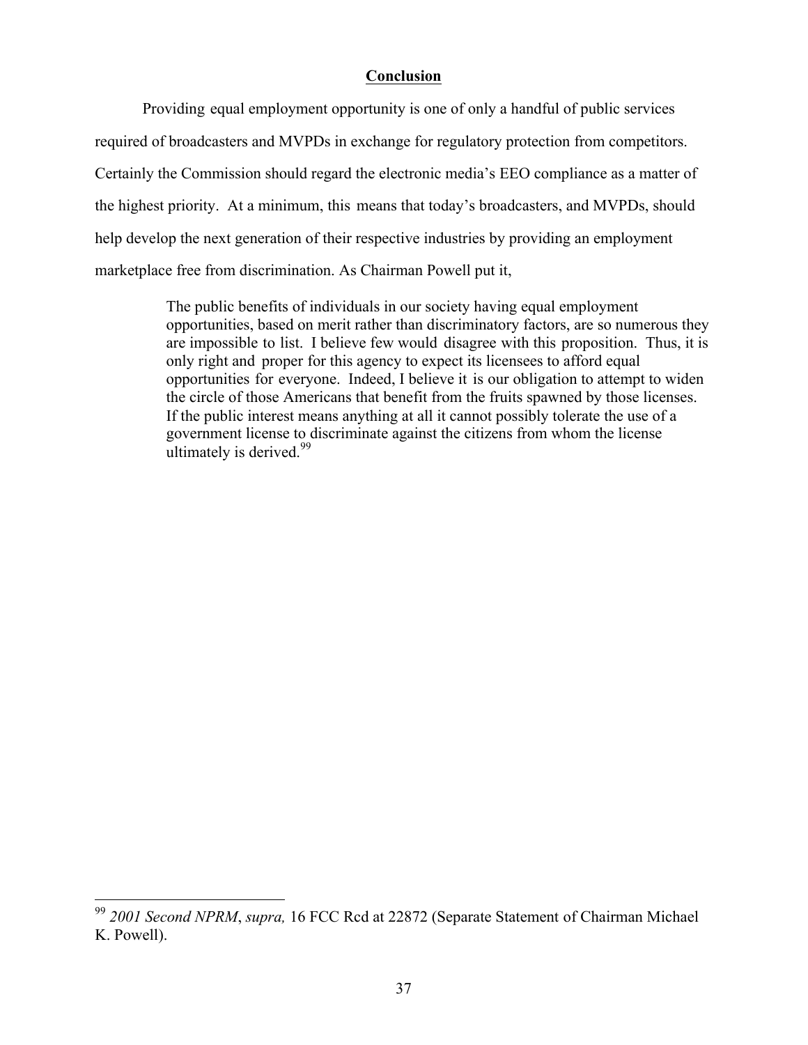## Conclusion

Providing equal employment opportunity is one of only a handful of public services required of broadcasters and MVPDs in exchange for regulatory protection from competitors. Certainly the Commission should regard the electronic media's EEO compliance as a matter of the highest priority. At a minimum, this means that today's broadcasters, and MVPDs, should help develop the next generation of their respective industries by providing an employment marketplace free from discrimination. As Chairman Powell put it,

> The public benefits of individuals in our society having equal employment opportunities, based on merit rather than discriminatory factors, are so numerous they are impossible to list. I believe few would disagree with this proposition. Thus, it is only right and proper for this agency to expect its licensees to afford equal opportunities for everyone. Indeed, I believe it is our obligation to attempt to widen the circle of those Americans that benefit from the fruits spawned by those licenses. If the public interest means anything at all it cannot possibly tolerate the use of a government license to discriminate against the citizens from whom the license ultimately is derived.[99]

---

[99] *2001 Second NPRM*, *supra,* 16 FCC Rcd at 22872 (Separate Statement of Chairman Michael K. Powell).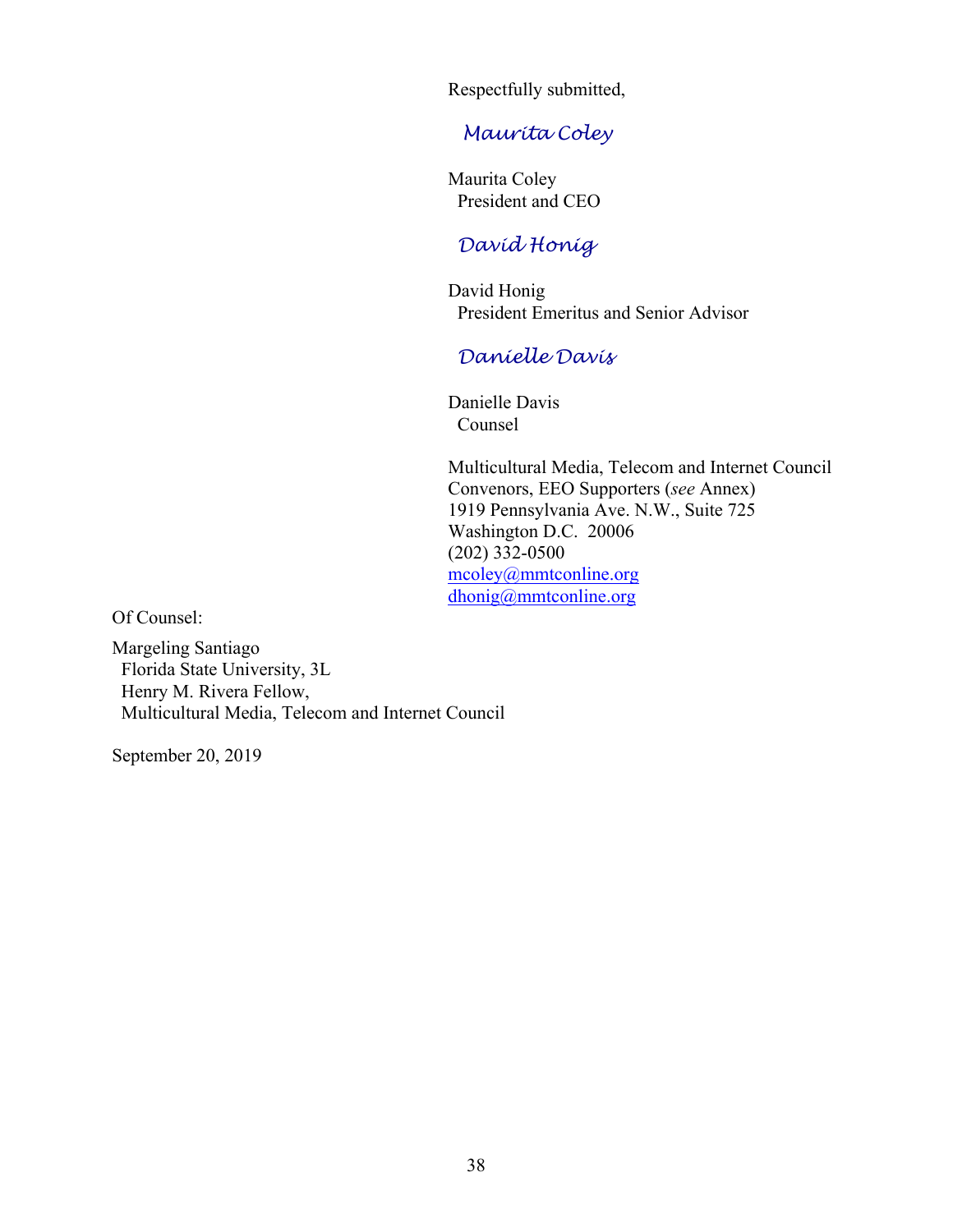Respectfully submitted,

*Maurita Coley*

Maurita Coley
President and CEO

*David Honig*

David Honig
President Emeritus and Senior Advisor

*Danielle Davis*

Danielle Davis
Counsel

Multicultural Media, Telecom and Internet Council
Convenors, EEO Supporters (*see* Annex)
1919 Pennsylvania Ave. N.W., Suite 725
Washington D.C. 20006
(202) 332-0500
mcoley@mmtconline.org
dhonig@mmtconline.org

Of Counsel:

Margeling Santiago
Florida State University, 3L
Henry M. Rivera Fellow,
Multicultural Media, Telecom and Internet Council

September 20, 2019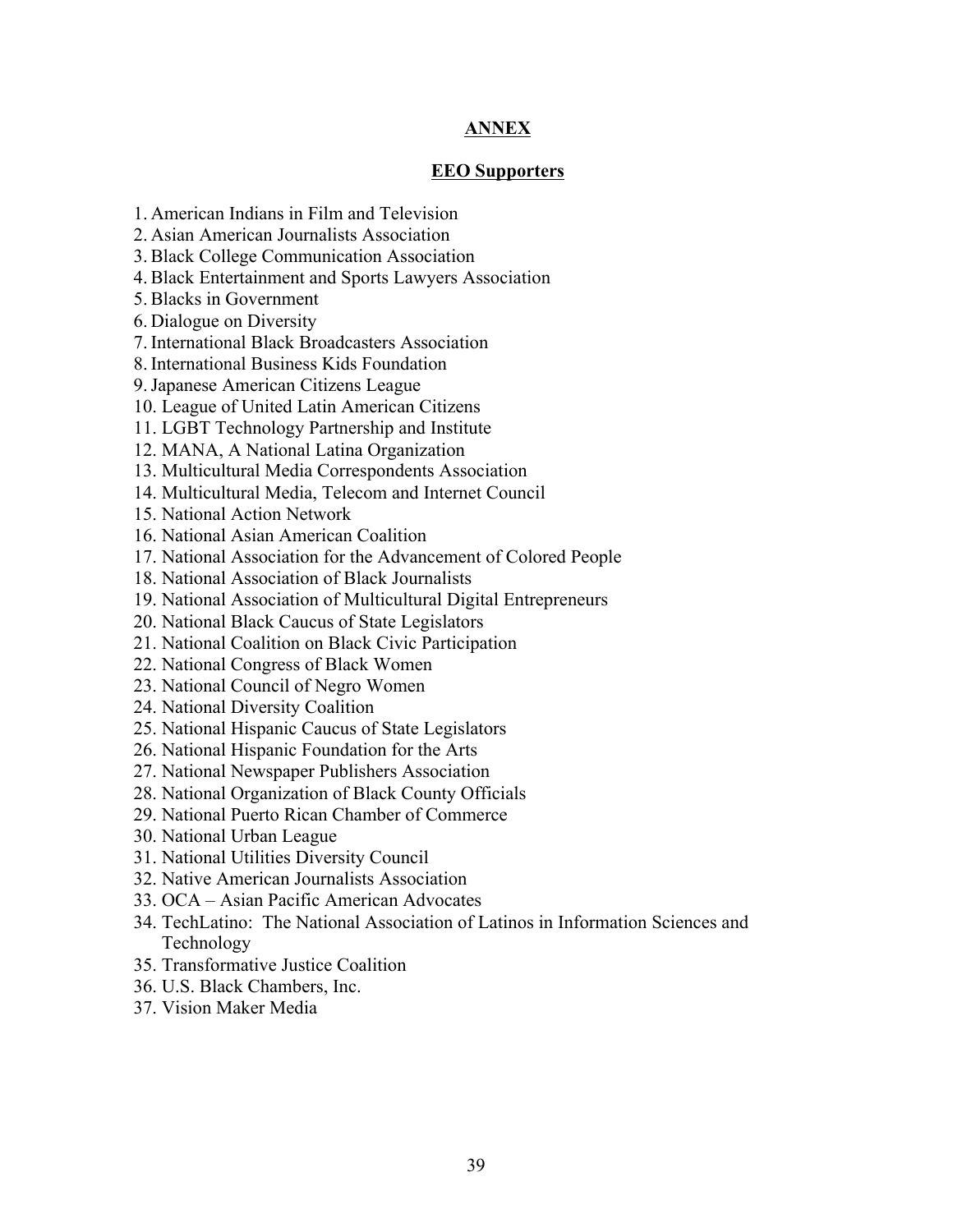## ANNEX

### EEO Supporters

1. American Indians in Film and Television
2. Asian American Journalists Association
3. Black College Communication Association
4. Black Entertainment and Sports Lawyers Association
5. Blacks in Government
6. Dialogue on Diversity
7. International Black Broadcasters Association
8. International Business Kids Foundation
9. Japanese American Citizens League
10. League of United Latin American Citizens
11. LGBT Technology Partnership and Institute
12. MANA, A National Latina Organization
13. Multicultural Media Correspondents Association
14. Multicultural Media, Telecom and Internet Council
15. National Action Network
16. National Asian American Coalition
17. National Association for the Advancement of Colored People
18. National Association of Black Journalists
19. National Association of Multicultural Digital Entrepreneurs
20. National Black Caucus of State Legislators
21. National Coalition on Black Civic Participation
22. National Congress of Black Women
23. National Council of Negro Women
24. National Diversity Coalition
25. National Hispanic Caucus of State Legislators
26. National Hispanic Foundation for the Arts
27. National Newspaper Publishers Association
28. National Organization of Black County Officials
29. National Puerto Rican Chamber of Commerce
30. National Urban League
31. National Utilities Diversity Council
32. Native American Journalists Association
33. OCA – Asian Pacific American Advocates
34. TechLatino: The National Association of Latinos in Information Sciences and Technology
35. Transformative Justice Coalition
36. U.S. Black Chambers, Inc.
37. Vision Maker Media